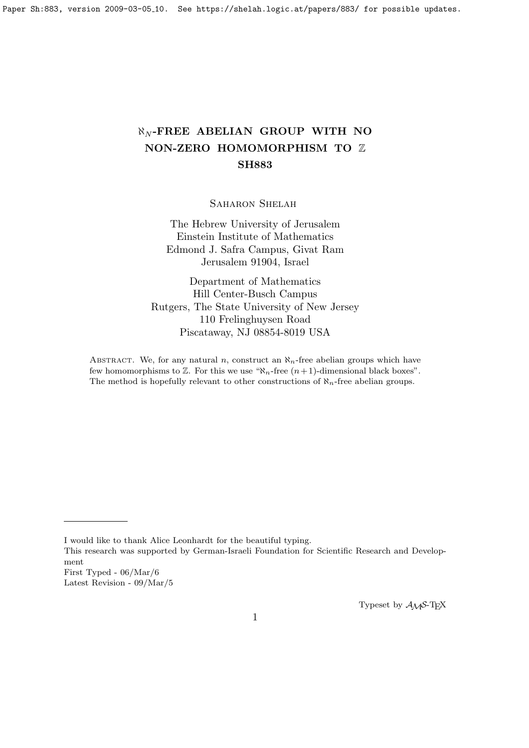# $\aleph_N$-FREE ABELIAN GROUP WITH NO NON-ZERO HOMOMORPHISM TO $\mathbb{Z}$ SH883

Saharon Shelah

The Hebrew University of Jerusalem
Einstein Institute of Mathematics
Edmond J. Safra Campus, Givat Ram
Jerusalem 91904, Israel

Department of Mathematics
Hill Center-Busch Campus
Rutgers, The State University of New Jersey
110 Frelinghuysen Road
Piscataway, NJ 08854-8019 USA

Abstract. We, for any natural $n$, construct an $\aleph_n$-free abelian groups which have few homomorphisms to $\mathbb{Z}$. For this we use "$\aleph_n$-free $(n+1)$-dimensional black boxes". The method is hopefully relevant to other constructions of $\aleph_n$-free abelian groups.

---

I would like to thank Alice Leonhardt for the beautiful typing.
This research was supported by German-Israeli Foundation for Scientific Research and Development
First Typed - 06/Mar/6
Latest Revision - 09/Mar/5

Typeset by $\mathcal{A}\mathcal{M}\mathcal{S}$-TEX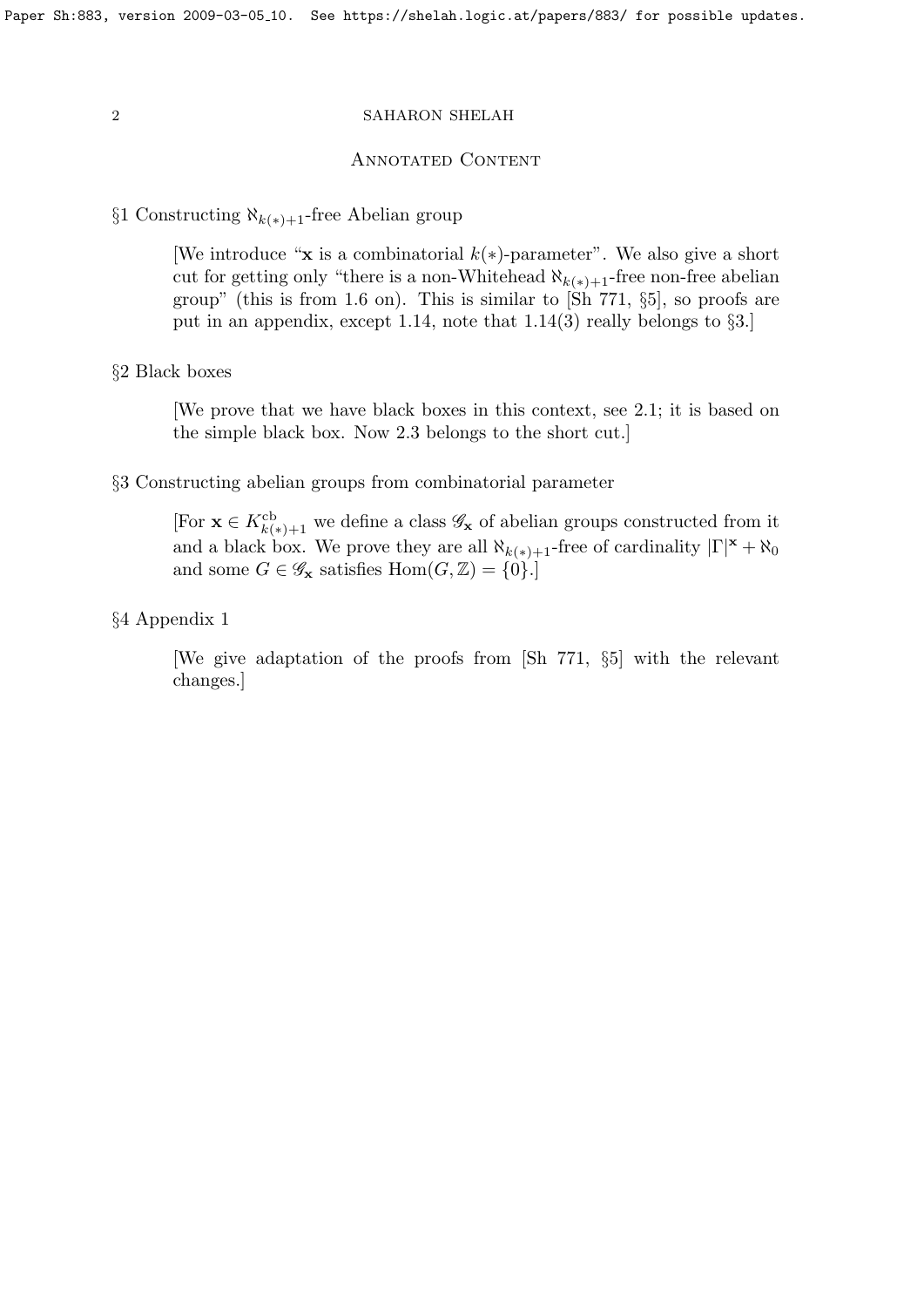## Annotated Content

§1 Constructing $\aleph_{k(*)+1}$-free Abelian group

> [We introduce "$\mathbf{x}$ is a combinatorial $k(*)$-parameter". We also give a short cut for getting only "there is a non-Whitehead $\aleph_{k(*)+1}$-free non-free abelian group" (this is from 1.6 on). This is similar to [Sh 771, §5], so proofs are put in an appendix, except 1.14, note that 1.14(3) really belongs to §3.]

§2 Black boxes

> [We prove that we have black boxes in this context, see 2.1; it is based on the simple black box. Now 2.3 belongs to the short cut.]

§3 Constructing abelian groups from combinatorial parameter

> [For $\mathbf{x} \in K^{\rm cb}_{k(*)+1}$ we define a class $\mathscr{G}_{\mathbf{x}}$ of abelian groups constructed from it and a black box. We prove they are all $\aleph_{k(*)+1}$-free of cardinality $|\Gamma|^{\mathbf{x}} + \aleph_0$ and some $G \in \mathscr{G}_{\mathbf{x}}$ satisfies $\mathrm{Hom}(G, \mathbb{Z}) = \{0\}$.]

§4 Appendix 1

> [We give adaptation of the proofs from [Sh 771, §5] with the relevant changes.]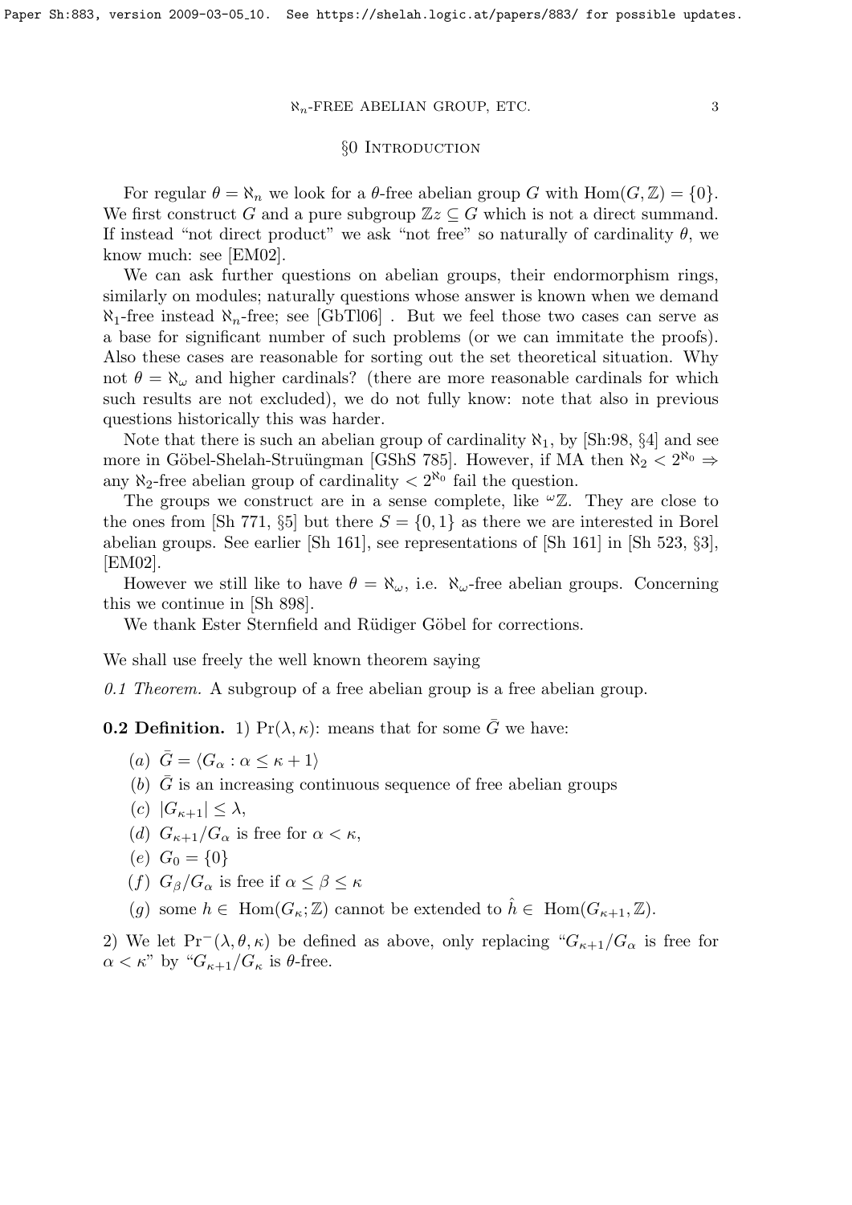## §0 Introduction

For regular $\theta = \aleph_n$ we look for a $\theta$-free abelian group $G$ with $\mathrm{Hom}(G,\mathbb{Z}) = \{0\}$. We first construct $G$ and a pure subgroup $\mathbb{Z}z \subseteq G$ which is not a direct summand. If instead "not direct product" we ask "not free" so naturally of cardinality $\theta$, we know much: see [EM02].

We can ask further questions on abelian groups, their endormorphism rings, similarly on modules; naturally questions whose answer is known when we demand $\aleph_1$-free instead $\aleph_n$-free; see [GbTl06] . But we feel those two cases can serve as a base for significant number of such problems (or we can immitate the proofs). Also these cases are reasonable for sorting out the set theoretical situation. Why not $\theta = \aleph_\omega$ and higher cardinals? (there are more reasonable cardinals for which such results are not excluded), we do not fully know: note that also in previous questions historically this was harder.

Note that there is such an abelian group of cardinality $\aleph_1$, by [Sh:98, §4] and see more in Göbel-Shelah-Struüngman [GShS 785]. However, if MA then $\aleph_2 < 2^{\aleph_0} \Rightarrow$ any $\aleph_2$-free abelian group of cardinality $< 2^{\aleph_0}$ fail the question.

The groups we construct are in a sense complete, like ${}^\omega\mathbb{Z}$. They are close to the ones from [Sh 771, §5] but there $S = \{0,1\}$ as there we are interested in Borel abelian groups. See earlier [Sh 161], see representations of [Sh 161] in [Sh 523, §3], [EM02].

However we still like to have $\theta = \aleph_\omega$, i.e. $\aleph_\omega$-free abelian groups. Concerning this we continue in [Sh 898].

We thank Ester Sternfield and Rüdiger Göbel for corrections.

We shall use freely the well known theorem saying

*0.1 Theorem.* A subgroup of a free abelian group is a free abelian group.

**0.2 Definition.** 1) $\mathrm{Pr}(\lambda,\kappa)$: means that for some $\bar{G}$ we have:

- $(a)$ $\bar{G} = \langle G_\alpha : \alpha \leq \kappa + 1\rangle$
- $(b)$ $\bar{G}$ is an increasing continuous sequence of free abelian groups
- $(c)$ $|G_{\kappa+1}| \leq \lambda$,
- $(d)$ $G_{\kappa+1}/G_\alpha$ is free for $\alpha < \kappa$,
- $(e)$ $G_0 = \{0\}$
- $(f)$ $G_\beta/G_\alpha$ is free if $\alpha \leq \beta \leq \kappa$
- $(g)$ some $h \in \mathrm{Hom}(G_\kappa;\mathbb{Z})$ cannot be extended to $\hat{h} \in \mathrm{Hom}(G_{\kappa+1},\mathbb{Z})$.

2) We let $\mathrm{Pr}^-(\lambda,\theta,\kappa)$ be defined as above, only replacing "$G_{\kappa+1}/G_\alpha$ is free for $\alpha < \kappa$" by "$G_{\kappa+1}/G_\kappa$ is $\theta$-free.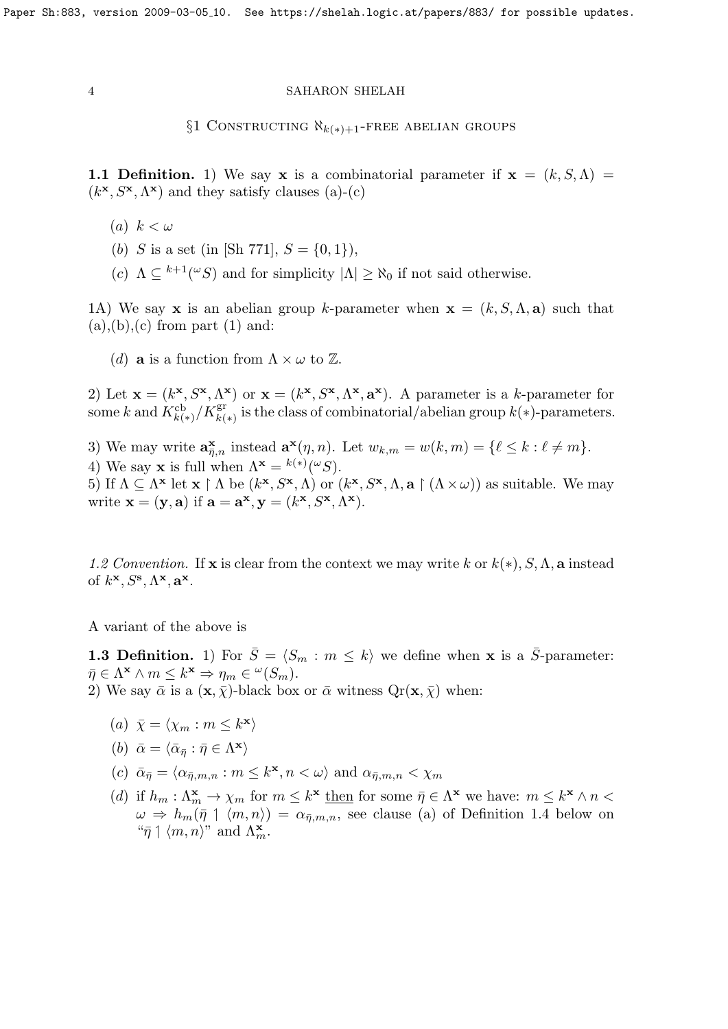## §1 Constructing $\aleph_{k(*)+1}$-free abelian groups

**1.1 Definition.** 1) We say $\mathbf{x}$ is a combinatorial parameter if $\mathbf{x} = (k, S, \Lambda) = (k^{\mathbf{x}}, S^{\mathbf{x}}, \Lambda^{\mathbf{x}})$ and they satisfy clauses (a)-(c)

- $(a)$ $k < \omega$
- $(b)$ $S$ is a set (in [Sh 771], $S = \{0, 1\}$),
- $(c)$ $\Lambda \subseteq {}^{k+1}({}^{\omega}S)$ and for simplicity $|\Lambda| \geq \aleph_0$ if not said otherwise.

1A) We say $\mathbf{x}$ is an abelian group $k$-parameter when $\mathbf{x} = (k, S, \Lambda, \mathbf{a})$ such that (a),(b),(c) from part (1) and:

- $(d)$ $\mathbf{a}$ is a function from $\Lambda \times \omega$ to $\mathbb{Z}$.

2) Let $\mathbf{x} = (k^{\mathbf{x}}, S^{\mathbf{x}}, \Lambda^{\mathbf{x}})$ or $\mathbf{x} = (k^{\mathbf{x}}, S^{\mathbf{x}}, \Lambda^{\mathbf{x}}, \mathbf{a}^{\mathbf{x}})$. A parameter is a $k$-parameter for some $k$ and $K^{\rm cb}_{k(*)}/K^{\rm gr}_{k(*)}$ is the class of combinatorial/abelian group $k(*)$-parameters.

3) We may write $\mathbf{a}^{\mathbf{x}}_{\bar{\eta},n}$ instead $\mathbf{a}^{\mathbf{x}}(\eta, n)$. Let $w_{k,m} = w(k, m) = \{\ell \leq k : \ell \neq m\}$.

4) We say $\mathbf{x}$ is full when $\Lambda^{\mathbf{x}} = {}^{k(*)}({}^{\omega}S)$.

5) If $\Lambda \subseteq \Lambda^{\mathbf{x}}$ let $\mathbf{x} \restriction \Lambda$ be $(k^{\mathbf{x}}, S^{\mathbf{x}}, \Lambda)$ or $(k^{\mathbf{x}}, S^{\mathbf{x}}, \Lambda, \mathbf{a} \restriction (\Lambda \times \omega))$ as suitable. We may write $\mathbf{x} = (\mathbf{y}, \mathbf{a})$ if $\mathbf{a} = \mathbf{a}^{\mathbf{x}}, \mathbf{y} = (k^{\mathbf{x}}, S^{\mathbf{x}}, \Lambda^{\mathbf{x}})$.

*1.2 Convention.* If $\mathbf{x}$ is clear from the context we may write $k$ or $k(*), S, \Lambda, \mathbf{a}$ instead of $k^{\mathbf{x}}, S^{\mathbf{s}}, \Lambda^{\mathbf{x}}, \mathbf{a}^{\mathbf{x}}$.

A variant of the above is

**1.3 Definition.** 1) For $\bar{S} = \langle S_m : m \leq k \rangle$ we define when $\mathbf{x}$ is a $\bar{S}$-parameter: $\bar{\eta} \in \Lambda^{\mathbf{x}} \wedge m \leq k^{\mathbf{x}} \Rightarrow \eta_m \in {}^{\omega}(S_m)$.

2) We say $\bar{\alpha}$ is a $(\mathbf{x}, \bar{\chi})$-black box or $\bar{\alpha}$ witness ${\rm Qr}(\mathbf{x}, \bar{\chi})$ when:

- $(a)$ $\bar{\chi} = \langle \chi_m : m \leq k^{\mathbf{x}} \rangle$
- $(b)$ $\bar{\alpha} = \langle \bar{\alpha}_{\bar{\eta}} : \bar{\eta} \in \Lambda^{\mathbf{x}} \rangle$
- $(c)$ $\bar{\alpha}_{\bar{\eta}} = \langle \alpha_{\bar{\eta},m,n} : m \leq k^{\mathbf{x}}, n < \omega \rangle$ and $\alpha_{\bar{\eta},m,n} < \chi_m$
- $(d)$ if $h_m : \Lambda^{\mathbf{x}}_m \rightarrow \chi_m$ for $m \leq k^{\mathbf{x}}$ <u>then</u> for some $\bar{\eta} \in \Lambda^{\mathbf{x}}$ we have: $m \leq k^{\mathbf{x}} \wedge n < \omega \Rightarrow h_m(\bar{\eta} \upharpoonright \langle m, n \rangle) = \alpha_{\bar{\eta},m,n}$, see clause (a) of Definition 1.4 below on "$\bar{\eta} \upharpoonright \langle m, n \rangle$" and $\Lambda^{\mathbf{x}}_m$.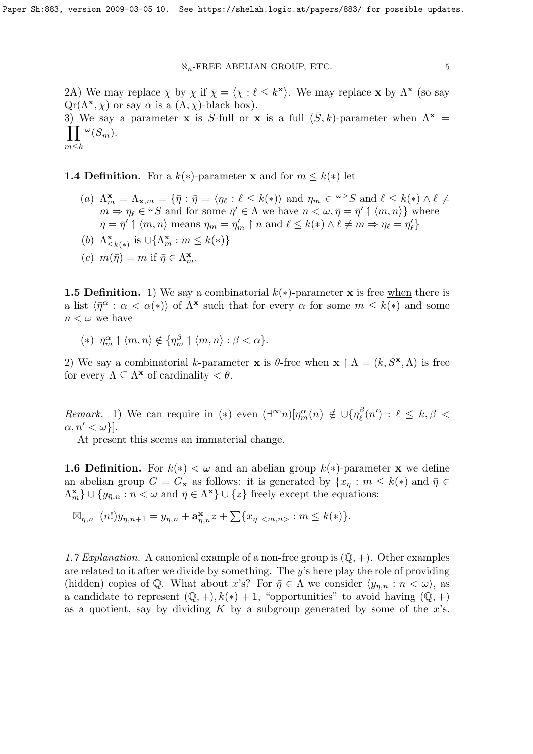2A) We may replace $\bar{\chi}$ by $\chi$ if $\bar{\chi} = \langle \chi : \ell \le k^{\mathbf{x}} \rangle$. We may replace $\mathbf{x}$ by $\Lambda^{\mathbf{x}}$ (so say $\text{Qr}(\Lambda^{\mathbf{x}}, \bar{\chi})$ or say $\bar{\alpha}$ is a $(\Lambda, \bar{\chi})$-black box).

3) We say a parameter $\mathbf{x}$ is $\bar{S}$-full or $\mathbf{x}$ is a full $(\bar{S}, k)$-parameter when $\Lambda^{\mathbf{x}} = \prod\limits_{m \le k} {}^{\omega}(S_m)$.

**1.4 Definition.** For a $k(*)$-parameter $\mathbf{x}$ and for $m \le k(*)$ let

- $(a)$ $\Lambda^{\mathbf{x}}_m = \Lambda_{\mathbf{x},m} = \{\bar{\eta} : \bar{\eta} = \langle \eta_\ell : \ell \le k(*) \rangle$ and $\eta_m \in {}^{\omega>}S$ and $\ell \le k(*) \wedge \ell \ne m \Rightarrow \eta_\ell \in {}^{\omega}S$ and for some $\bar{\eta}' \in \Lambda$ we have $n < \omega, \bar{\eta} = \bar{\eta}' \upharpoonright \langle m, n \rangle\}$ where $\bar{\eta} = \bar{\eta}' \upharpoonright \langle m, n \rangle$ means $\eta_m = \eta'_m \upharpoonright n$ and $\ell \le k(*) \wedge \ell \ne m \Rightarrow \eta_\ell = \eta'_\ell\}$
- $(b)$ $\Lambda^{\mathbf{x}}_{\le k(*)}$ is $\cup\{\Lambda^{\mathbf{x}}_m : m \le k(*)\}$
- $(c)$ $m(\bar{\eta}) = m$ if $\bar{\eta} \in \Lambda^{\mathbf{x}}_m$.

**1.5 Definition.** 1) We say a combinatorial $k(*)$-parameter $\mathbf{x}$ is free <u>when</u> there is a list $\langle \bar{\eta}^\alpha : \alpha < \alpha(*) \rangle$ of $\Lambda^{\mathbf{x}}$ such that for every $\alpha$ for some $m \le k(*)$ and some $n < \omega$ we have

- $(*)$ $\bar{\eta}^\alpha_m \upharpoonright \langle m, n \rangle \notin \{\eta^\beta_m \upharpoonright \langle m, n \rangle : \beta < \alpha\}$.

2) We say a combinatorial $k$-parameter $\mathbf{x}$ is $\theta$-free when $\mathbf{x} \upharpoonright \Lambda = (k, S^{\mathbf{x}}, \Lambda)$ is free for every $\Lambda \subseteq \Lambda^{\mathbf{x}}$ of cardinality $< \theta$.

*Remark.* 1) We can require in $(*)$ even $(\exists^\infty n)[\eta^\alpha_m(n) \notin \cup\{\eta^\beta_\ell(n') : \ell \le k, \beta < \alpha, n' < \omega\}]$.

At present this seems an immaterial change.

**1.6 Definition.** For $k(*) < \omega$ and an abelian group $k(*)$-parameter $\mathbf{x}$ we define an abelian group $G = G_{\mathbf{x}}$ as follows: it is generated by $\{x_{\bar{\eta}} : m \le k(*)$ and $\bar{\eta} \in \Lambda^{\mathbf{x}}_m\} \cup \{y_{\bar{\eta},n} : n < \omega$ and $\bar{\eta} \in \Lambda^{\mathbf{x}}\} \cup \{z\}$ freely except the equations:

$$\boxtimes_{\bar{\eta},n} \ (n!) y_{\bar{\eta},n+1} = y_{\bar{\eta},n} + \mathbf{a}^{\mathbf{x}}_{\bar{\eta},n} z + \sum\{x_{\bar{\eta} \upharpoonright <m,n>} : m \le k(*)\}.$$

*1.7 Explanation.* A canonical example of a non-free group is $(\mathbb{Q}, +)$. Other examples are related to it after we divide by something. The $y$'s here play the role of providing (hidden) copies of $\mathbb{Q}$. What about $x$'s? For $\bar{\eta} \in \Lambda$ we consider $\langle y_{\bar{\eta},n} : n < \omega \rangle$, as a candidate to represent $(\mathbb{Q}, +), k(*) + 1$, "opportunities" to avoid having $(\mathbb{Q}, +)$ as a quotient, say by dividing $K$ by a subgroup generated by some of the $x$'s.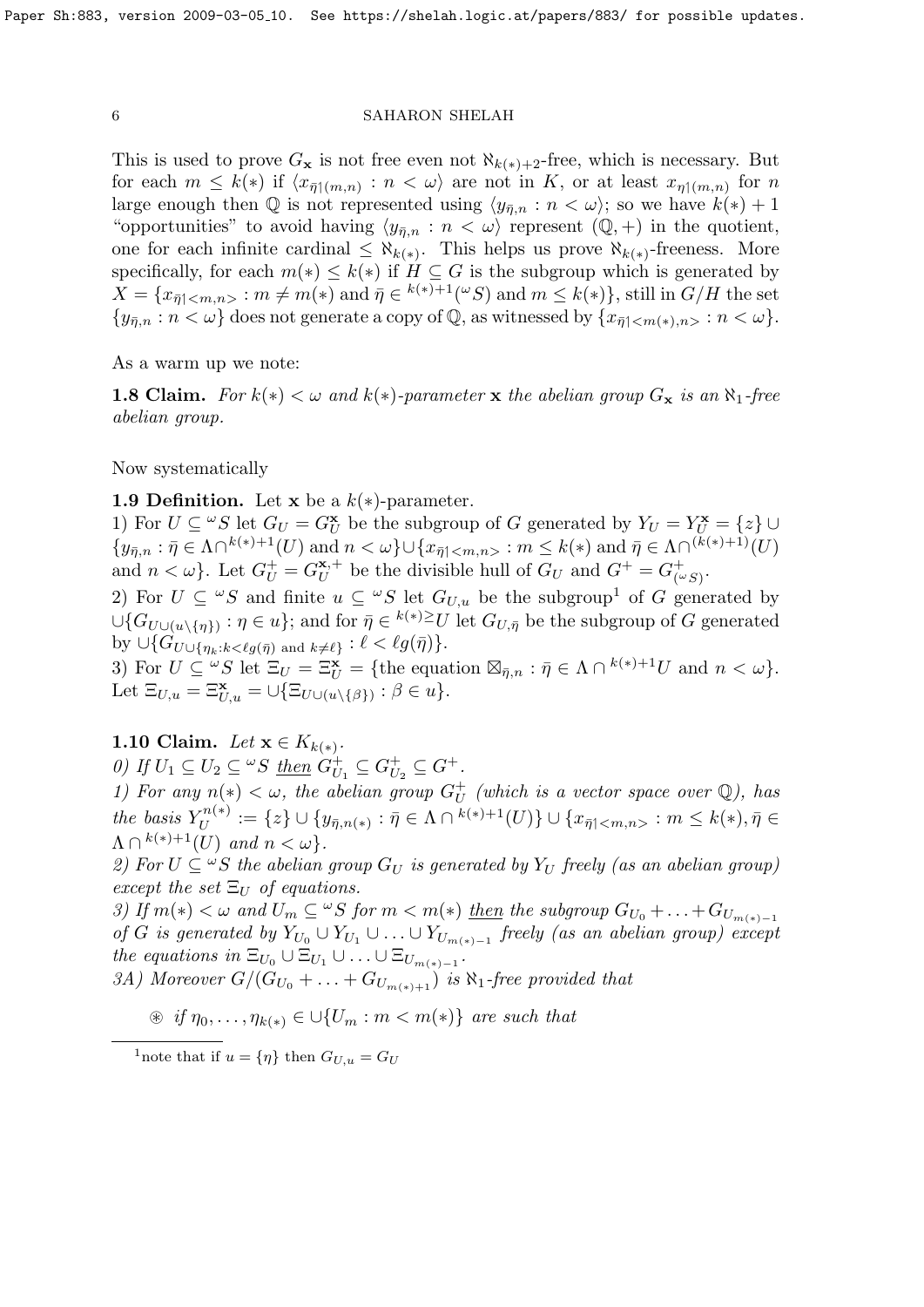This is used to prove $G_{\mathbf{x}}$ is not free even not $\aleph_{k(*)+2}$-free, which is necessary. But for each $m \le k(*)$ if $\langle x_{\bar\eta\restriction(m,n)} : n < \omega\rangle$ are not in $K$, or at least $x_{\eta\restriction(m,n)}$ for $n$ large enough then $\mathbb{Q}$ is not represented using $\langle y_{\bar\eta,n} : n < \omega\rangle$; so we have $k(*)+1$ "opportunities" to avoid having $\langle y_{\bar\eta,n} : n < \omega\rangle$ represent $(\mathbb{Q},+)$ in the quotient, one for each infinite cardinal $\le \aleph_{k(*)}$. This helps us prove $\aleph_{k(*)}$-freeness. More specifically, for each $m(*) \le k(*)$ if $H \subseteq G$ is the subgroup which is generated by $X = \{x_{\bar\eta\restriction<m,n>} : m \ne m(*)$ and $\bar\eta \in {}^{k(*)+1}({}^\omega S)$ and $m \le k(*)\}$, still in $G/H$ the set $\{y_{\bar\eta,n} : n < \omega\}$ does not generate a copy of $\mathbb{Q}$, as witnessed by $\{x_{\bar\eta\restriction<m(*),n>} : n < \omega\}$.

As a warm up we note:

**1.8 Claim.** *For $k(*) < \omega$ and $k(*)$-parameter $\mathbf{x}$ the abelian group $G_{\mathbf{x}}$ is an $\aleph_1$-free abelian group.*

Now systematically

**1.9 Definition.** Let $\mathbf{x}$ be a $k(*)$-parameter.
1) For $U \subseteq {}^\omega S$ let $G_U = G_U^{\mathbf{x}}$ be the subgroup of $G$ generated by $Y_U = Y_U^{\mathbf{x}} = \{z\} \cup \{y_{\bar\eta,n} : \bar\eta \in \Lambda \cap {}^{k(*)+1}(U)$ and $n < \omega\} \cup \{x_{\bar\eta\restriction<m,n>} : m \le k(*)$ and $\bar\eta \in \Lambda \cap {}^{(k(*)+1)}(U)$ and $n < \omega\}$. Let $G_U^+ = G_U^{\mathbf{x},+}$ be the divisible hull of $G_U$ and $G^+ = G^+_{({}^\omega S)}$.
2) For $U \subseteq {}^\omega S$ and finite $u \subseteq {}^\omega S$ let $G_{U,u}$ be the subgroup[1] of $G$ generated by $\cup\{G_{U\cup(u\setminus\{\eta\})} : \eta \in u\}$; and for $\bar\eta \in {}^{k(*)\ge}U$ let $G_{U,\bar\eta}$ be the subgroup of $G$ generated by $\cup\{G_{U\cup\{\eta_k : k<\ell g(\bar\eta) \text{ and } k\ne\ell\}} : \ell < \ell g(\bar\eta)\}$.
3) For $U \subseteq {}^\omega S$ let $\Xi_U = \Xi_U^{\mathbf{x}} = \{$the equation $\boxtimes_{\bar\eta,n} : \bar\eta \in \Lambda \cap {}^{k(*)+1}U$ and $n < \omega\}$. Let $\Xi_{U,u} = \Xi^{\mathbf{x}}_{U,u} = \cup\{\Xi_{U\cup(u\setminus\{\beta\})} : \beta \in u\}$.

**1.10 Claim.** *Let $\mathbf{x} \in K_{k(*)}$.*
*0) If $U_1 \subseteq U_2 \subseteq {}^\omega S$ then $G^+_{U_1} \subseteq G^+_{U_2} \subseteq G^+$.*
*1) For any $n(*) < \omega$, the abelian group $G^+_U$ (which is a vector space over $\mathbb{Q}$), has the basis $Y_U^{n(*)} := \{z\} \cup \{y_{\bar\eta,n(*)} : \bar\eta \in \Lambda \cap {}^{k(*)+1}(U)\} \cup \{x_{\bar\eta\restriction<m,n>} : m \le k(*), \bar\eta \in \Lambda \cap {}^{k(*)+1}(U)$ and $n < \omega\}$.*
*2) For $U \subseteq {}^\omega S$ the abelian group $G_U$ is generated by $Y_U$ freely (as an abelian group) except the set $\Xi_U$ of equations.*
*3) If $m(*) < \omega$ and $U_m \subseteq {}^\omega S$ for $m < m(*)$ then the subgroup $G_{U_0} + \ldots + G_{U_{m(*)-1}}$ of $G$ is generated by $Y_{U_0} \cup Y_{U_1} \cup \ldots \cup Y_{U_{m(*)-1}}$ freely (as an abelian group) except the equations in $\Xi_{U_0} \cup \Xi_{U_1} \cup \ldots \cup \Xi_{U_{m(*)-1}}$.*
*3A) Moreover $G/(G_{U_0} + \ldots + G_{U_{m(*)+1}})$ is $\aleph_1$-free provided that*

$\circledast$ *if $\eta_0, \ldots, \eta_{k(*)} \in \cup\{U_m : m < m(*)\}$ are such that*

[1] note that if $u = \{\eta\}$ then $G_{U,u} = G_U$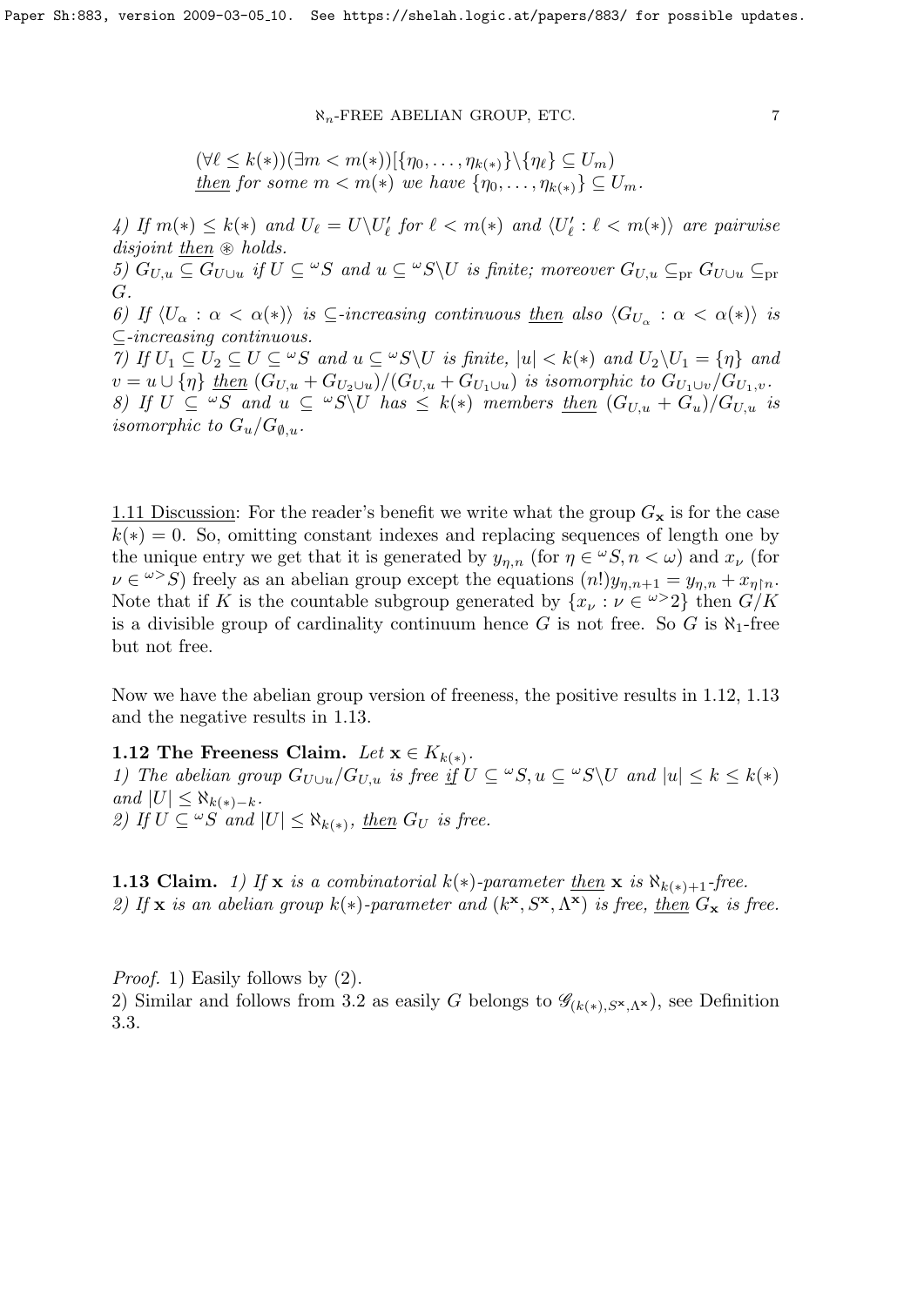$(\forall \ell \le k(*))(\exists m < m(*))[\{\eta_0,\dots,\eta_{k(*)}\}\backslash\{\eta_\ell\} \subseteq U_m)$
<u>then</u> for some $m < m(*)$ we have $\{\eta_0,\dots,\eta_{k(*)}\} \subseteq U_m$.

4) If $m(*) \le k(*)$ and $U_\ell = U \backslash U'_\ell$ for $\ell < m(*)$ and $\langle U'_\ell : \ell < m(*)\rangle$ are pairwise disjoint <u>then</u> $\circledast$ holds.
5) $G_{U,u} \subseteq G_{U\cup u}$ if $U \subseteq {}^\omega S$ and $u \subseteq {}^\omega S \backslash U$ is finite; moreover $G_{U,u} \subseteq_{\rm pr} G_{U\cup u} \subseteq_{\rm pr} G$.
6) If $\langle U_\alpha : \alpha < \alpha(*)\rangle$ is $\subseteq$-increasing continuous <u>then</u> also $\langle G_{U_\alpha} : \alpha < \alpha(*)\rangle$ is $\subseteq$-increasing continuous.
7) If $U_1 \subseteq U_2 \subseteq U \subseteq {}^\omega S$ and $u \subseteq {}^\omega S\backslash U$ is finite, $|u| < k(*)$ and $U_2\backslash U_1 = \{\eta\}$ and $v = u \cup \{\eta\}$ <u>then</u> $(G_{U,u} + G_{U_2 \cup u})/(G_{U,u} + G_{U_1\cup u})$ is isomorphic to $G_{U_1\cup v}/G_{U_1,v}$.
8) If $U \subseteq {}^\omega S$ and $u \subseteq {}^\omega S\backslash U$ has $\le k(*)$ members <u>then</u> $(G_{U,u} + G_u)/G_{U,u}$ is isomorphic to $G_u/G_{\emptyset,u}$.

<u>1.11 Discussion</u>: For the reader's benefit we write what the group $G_{\mathbf{x}}$ is for the case $k(*) = 0$. So, omitting constant indexes and replacing sequences of length one by the unique entry we get that it is generated by $y_{\eta,n}$ (for $\eta \in {}^\omega S, n < \omega$) and $x_\nu$ (for $\nu \in {}^{\omega >}S$) freely as an abelian group except the equations $(n!)y_{\eta,n+1} = y_{\eta,n} + x_{\eta\restriction n}$. Note that if $K$ is the countable subgroup generated by $\{x_\nu : \nu \in {}^{\omega>}2\}$ then $G/K$ is a divisible group of cardinality continuum hence $G$ is not free. So $G$ is $\aleph_1$-free but not free.

Now we have the abelian group version of freeness, the positive results in 1.12, 1.13 and the negative results in 1.13.

**1.12 The Freeness Claim.** *Let $\mathbf{x} \in K_{k(*)}$.*
*1) The abelian group $G_{U\cup u}/G_{U,u}$ is free <u>if</u> $U \subseteq {}^\omega S, u \subseteq {}^\omega S\backslash U$ and $|u| \le k \le k(*)$ and $|U| \le \aleph_{k(*)-k}$.*
*2) If $U \subseteq {}^\omega S$ and $|U| \le \aleph_{k(*)}$, <u>then</u> $G_U$ is free.*

**1.13 Claim.** *1) If $\mathbf{x}$ is a combinatorial $k(*)$-parameter <u>then</u> $\mathbf{x}$ is $\aleph_{k(*)+1}$-free.*
*2) If $\mathbf{x}$ is an abelian group $k(*)$-parameter and $(k^{\mathbf{x}}, S^{\mathbf{x}}, \Lambda^{\mathbf{x}})$ is free, <u>then</u> $G_{\mathbf{x}}$ is free.*

*Proof.* 1) Easily follows by (2).
2) Similar and follows from 3.2 as easily $G$ belongs to $\mathscr{G}_{(k(*),S^{\mathbf{x}},\Lambda^{\mathbf{x}})}$, see Definition 3.3.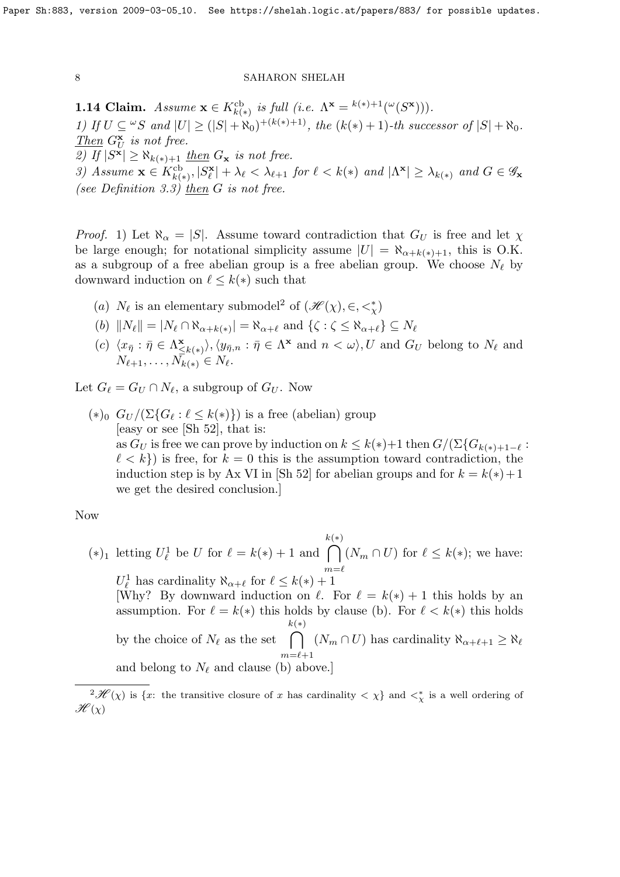**1.14 Claim.** *Assume* $\mathbf{x} \in K^{\rm cb}_{k(*)}$ *is full (i.e.* $\Lambda^{\mathbf{x}} = {}^{k(*)+1}({}^{\omega}(S^{\mathbf{x}}))$*).*

*1) If* $U \subseteq {}^{\omega}S$ *and* $|U| \ge (|S| + \aleph_0)^{+(k(*)+1)}$*, the* $(k(*)+1)$*-th successor of* $|S| + \aleph_0$*.* *Then* $G^{\mathbf{x}}_U$ *is not free.*

*2) If* $|S^{\mathbf{x}}| \ge \aleph_{k(*)+1}$ *then* $G_{\mathbf{x}}$ *is not free.*

*3) Assume* $\mathbf{x} \in K^{\rm cb}_{k(*)}, |S^{\mathbf{x}}_\ell| + \lambda_\ell < \lambda_{\ell+1}$ *for* $\ell < k(*)$ *and* $|\Lambda^{\mathbf{x}}| \ge \lambda_{k(*)}$ *and* $G \in \mathscr{G}_{\mathbf{x}}$ *(see Definition 3.3) then* $G$ *is not free.*

*Proof.* 1) Let $\aleph_\alpha = |S|$. Assume toward contradiction that $G_U$ is free and let $\chi$ be large enough; for notational simplicity assume $|U| = \aleph_{\alpha+k(*)+1}$, this is O.K. as a subgroup of a free abelian group is a free abelian group. We choose $N_\ell$ by downward induction on $\ell \le k(*)$ such that

- $(a)$ $N_\ell$ is an elementary submodel[2] of $(\mathscr{H}(\chi), \in, <^*_\chi)$
- $(b)$ $\|N_\ell\| = |N_\ell \cap \aleph_{\alpha+k(*)}| = \aleph_{\alpha+\ell}$ and $\{\zeta : \zeta \le \aleph_{\alpha+\ell}\} \subseteq N_\ell$
- $(c)$ $\langle x_{\bar\eta} : \bar\eta \in \Lambda^{\mathbf{x}}_{\le k(*)}\rangle, \langle y_{\bar\eta,n} : \bar\eta \in \Lambda^{\mathbf{x}}$ and $n < \omega\rangle, U$ and $G_U$ belong to $N_\ell$ and $N_{\ell+1}, \dots, N_{k(*)} \in N_\ell$.

Let $G_\ell = G_U \cap N_\ell$, a subgroup of $G_U$. Now

$(*)_0$ $G_U/(\Sigma\{G_\ell : \ell \le k(*)\})$ is a free (abelian) group
[easy or see [Sh 52], that is:
as $G_U$ is free we can prove by induction on $k \le k(*)+1$ then $G/(\Sigma\{G_{k(*)+1-\ell} : \ell < k\})$ is free, for $k=0$ this is the assumption toward contradiction, the induction step is by Ax VI in [Sh 52] for abelian groups and for $k = k(*)+1$ we get the desired conclusion.]

Now

$(*)_1$ letting $U^1_\ell$ be $U$ for $\ell = k(*)+1$ and $\bigcap\limits_{m=\ell}^{k(*)} (N_m \cap U)$ for $\ell \le k(*)$; we have: $U^1_\ell$ has cardinality $\aleph_{\alpha+\ell}$ for $\ell \le k(*)+1$
[Why? By downward induction on $\ell$. For $\ell = k(*)+1$ this holds by an assumption. For $\ell = k(*)$ this holds by clause (b). For $\ell < k(*)$ this holds by the choice of $N_\ell$ as the set $\bigcap\limits_{m=\ell+1}^{k(*)} (N_m \cap U)$ has cardinality $\aleph_{\alpha+\ell+1} \ge \aleph_\ell$ and belong to $N_\ell$ and clause (b) above.]

[2] $\mathscr{H}(\chi)$ is $\{x$: the transitive closure of $x$ has cardinality $< \chi\}$ and $<^*_\chi$ is a well ordering of $\mathscr{H}(\chi)$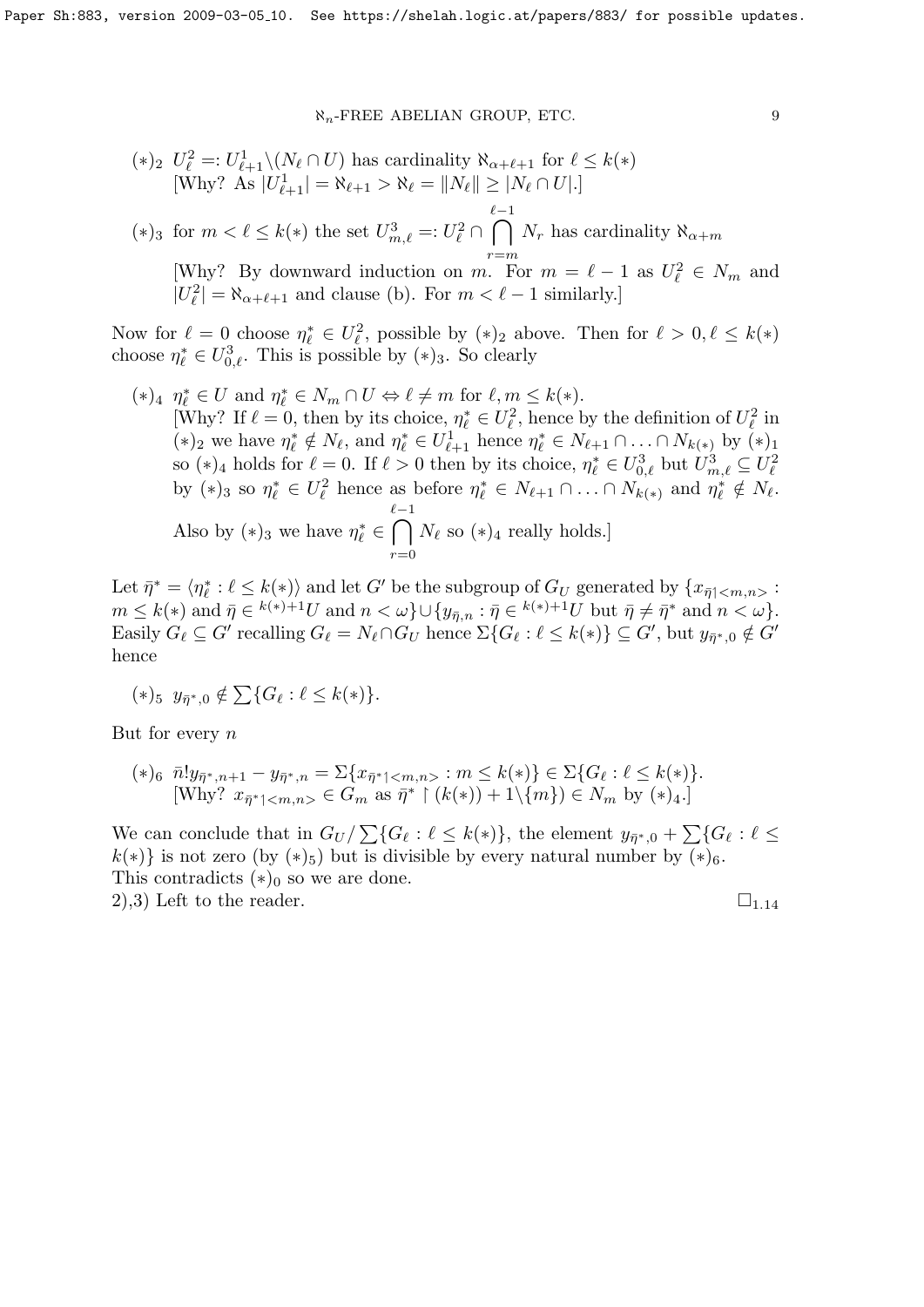$(*)_2$ $U^2_\ell =: U^1_{\ell+1} \backslash (N_\ell \cap U)$ has cardinality $\aleph_{\alpha+\ell+1}$ for $\ell \le k(*)$
[Why? As $|U^1_{\ell+1}| = \aleph_{\ell+1} > \aleph_\ell = \|N_\ell\| \ge |N_\ell \cap U|$.]

$(*)_3$ for $m < \ell \le k(*)$ the set $U^3_{m,\ell} =: U^2_\ell \cap \bigcap\limits_{r=m}^{\ell-1} N_r$ has cardinality $\aleph_{\alpha+m}$
[Why? By downward induction on $m$. For $m = \ell - 1$ as $U^2_\ell \in N_m$ and $|U^2_\ell| = \aleph_{\alpha+\ell+1}$ and clause (b). For $m < \ell - 1$ similarly.]

Now for $\ell = 0$ choose $\eta^*_\ell \in U^2_\ell$, possible by $(*)_2$ above. Then for $\ell > 0, \ell \le k(*)$ choose $\eta^*_\ell \in U^3_{0,\ell}$. This is possible by $(*)_3$. So clearly

$(*)_4$ $\eta^*_\ell \in U$ and $\eta^*_\ell \in N_m \cap U \Leftrightarrow \ell \ne m$ for $\ell, m \le k(*)$.
[Why? If $\ell = 0$, then by its choice, $\eta^*_\ell \in U^2_\ell$, hence by the definition of $U^2_\ell$ in $(*)_2$ we have $\eta^*_\ell \notin N_\ell$, and $\eta^*_\ell \in U^1_{\ell+1}$ hence $\eta^*_\ell \in N_{\ell+1} \cap \ldots \cap N_{k(*)}$ by $(*)_1$ so $(*)_4$ holds for $\ell = 0$. If $\ell > 0$ then by its choice, $\eta^*_\ell \in U^3_{0,\ell}$ but $U^3_{m,\ell} \subseteq U^2_\ell$ by $(*)_3$ so $\eta^*_\ell \in U^2_\ell$ hence as before $\eta^*_\ell \in N_{\ell+1} \cap \ldots \cap N_{k(*)}$ and $\eta^*_\ell \notin N_\ell$. Also by $(*)_3$ we have $\eta^*_\ell \in \bigcap\limits_{r=0}^{\ell-1} N_\ell$ so $(*)_4$ really holds.]

Let $\bar\eta^* = \langle \eta^*_\ell : \ell \le k(*) \rangle$ and let $G'$ be the subgroup of $G_U$ generated by $\{x_{\bar\eta \restriction <m,n>} : m \le k(*)$ and $\bar\eta \in {}^{k(*)+1}U$ and $n < \omega\} \cup \{y_{\bar\eta,n} : \bar\eta \in {}^{k(*)+1}U$ but $\bar\eta \ne \bar\eta^*$ and $n < \omega\}$. Easily $G_\ell \subseteq G'$ recalling $G_\ell = N_\ell \cap G_U$ hence $\Sigma\{G_\ell : \ell \le k(*)\} \subseteq G'$, but $y_{\bar\eta^*,0} \notin G'$ hence

$(*)_5$ $y_{\bar\eta^*,0} \notin \sum\{G_\ell : \ell \le k(*)\}$.

But for every $n$

$(*)_6$ $\bar n! y_{\bar\eta^*,n+1} - y_{\bar\eta^*,n} = \Sigma\{x_{\bar\eta^* \restriction <m,n>} : m \le k(*)\} \in \Sigma\{G_\ell : \ell \le k(*)\}$.
[Why? $x_{\bar\eta^* \restriction <m,n>} \in G_m$ as $\bar\eta^* \restriction (k(*)) + 1 \backslash \{m\}) \in N_m$ by $(*)_4$.]

We can conclude that in $G_U / \sum\{G_\ell : \ell \le k(*)\}$, the element $y_{\bar\eta^*,0} + \sum\{G_\ell : \ell \le k(*)\}$ is not zero (by $(*)_5$) but is divisible by every natural number by $(*)_6$. This contradicts $(*)_0$ so we are done.

2),3) Left to the reader. $\square_{1.14}$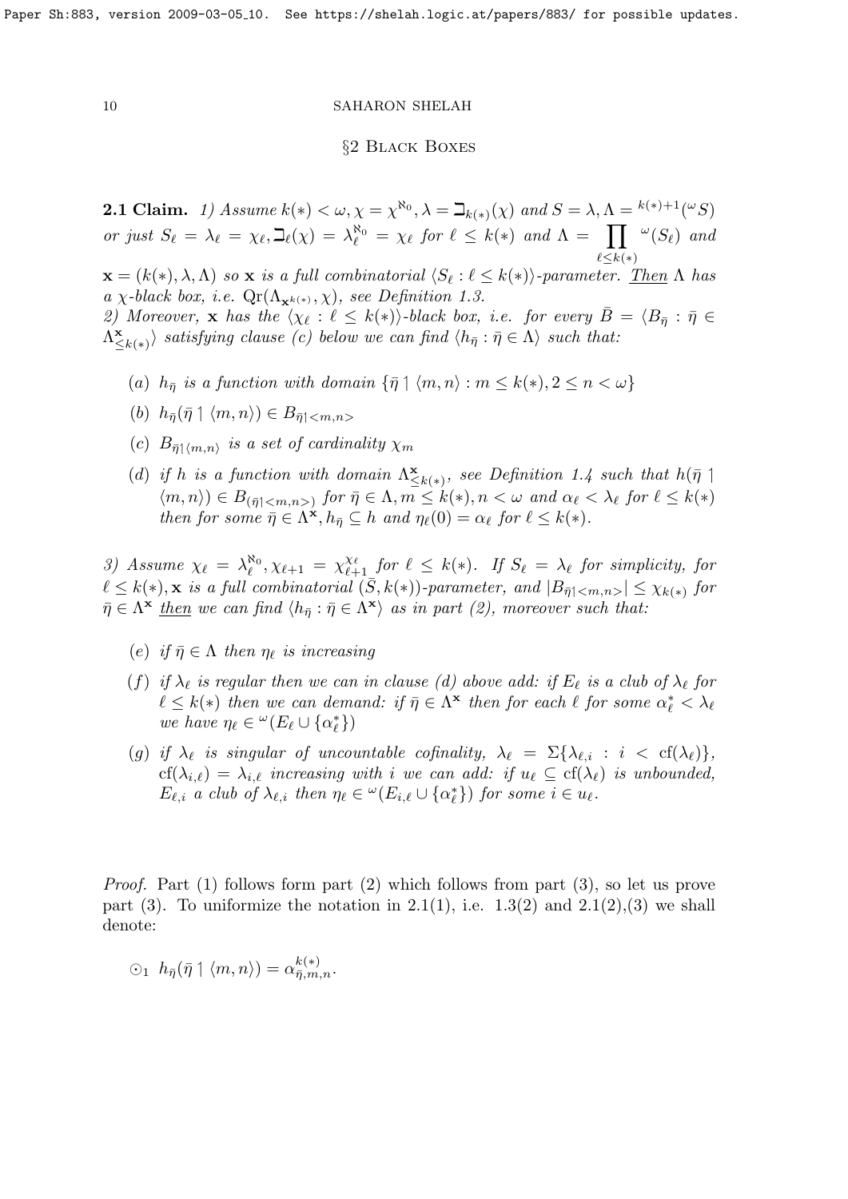## §2 Black Boxes

**2.1 Claim.** *1) Assume $k(*) < \omega, \chi = \chi^{\aleph_0}, \lambda = \beth_{k(*)}(\chi)$ and $S = \lambda, \Lambda = {}^{k(*)+1}({}^\omega S)$ or just $S_\ell = \lambda_\ell = \chi_\ell, \beth_\ell(\chi) = \lambda_\ell^{\aleph_0} = \chi_\ell$ for $\ell \le k(*)$ and $\Lambda = \prod\limits_{\ell \le k(*)} {}^\omega(S_\ell)$ and $\mathbf{x} = (k(*), \lambda, \Lambda)$ so $\mathbf{x}$ is a full combinatorial $\langle S_\ell : \ell \le k(*)\rangle$-parameter. Then $\Lambda$ has a $\chi$-black box, i.e. $\mathrm{Qr}(\Lambda_{\mathbf{x}^{k(*)}}, \chi)$, see Definition 1.3.*

*2) Moreover, $\mathbf{x}$ has the $\langle \chi_\ell : \ell \le k(*)\rangle$-black box, i.e. for every $\bar B = \langle B_{\bar\eta} : \bar\eta \in \Lambda^{\mathbf{x}}_{\le k(*)}\rangle$ satisfying clause (c) below we can find $\langle h_{\bar\eta} : \bar\eta \in \Lambda\rangle$ such that:*

- (a) *$h_{\bar\eta}$ is a function with domain $\{\bar\eta \upharpoonright \langle m, n\rangle : m \le k(*), 2 \le n < \omega\}$*
- (b) *$h_{\bar\eta}(\bar\eta \upharpoonright \langle m,n\rangle) \in B_{\bar\eta \upharpoonright < m,n>}$*
- (c) *$B_{\bar\eta \upharpoonright \langle m,n\rangle}$ is a set of cardinality $\chi_m$*
- (d) *if $h$ is a function with domain $\Lambda^{\mathbf{x}}_{\le k(*)}$, see Definition 1.4 such that $h(\bar\eta \upharpoonright \langle m,n\rangle) \in B_{(\bar\eta\upharpoonright < m,n>)}$ for $\bar\eta \in \Lambda, m \le k(*), n < \omega$ and $\alpha_\ell < \lambda_\ell$ for $\ell \le k(*)$ then for some $\bar\eta \in \Lambda^{\mathbf{x}}, h_{\bar\eta} \subseteq h$ and $\eta_\ell(0) = \alpha_\ell$ for $\ell \le k(*)$.*

*3) Assume $\chi_\ell = \lambda_\ell^{\aleph_0}, \chi_{\ell+1} = \chi_{\ell+1}^{\chi_\ell}$ for $\ell \le k(*)$. If $S_\ell = \lambda_\ell$ for simplicity, for $\ell \le k(*), \mathbf{x}$ is a full combinatorial $(\bar S, k(*))$-parameter, and $|B_{\bar\eta\upharpoonright < m,n>}| \le \chi_{k(*)}$ for $\bar\eta \in \Lambda^{\mathbf{x}}$ then we can find $\langle h_{\bar\eta} : \bar\eta \in \Lambda^{\mathbf{x}}\rangle$ as in part (2), moreover such that:*

- (e) *if $\bar\eta \in \Lambda$ then $\eta_\ell$ is increasing*
- (f) *if $\lambda_\ell$ is regular then we can in clause (d) above add: if $E_\ell$ is a club of $\lambda_\ell$ for $\ell \le k(*)$ then we can demand: if $\bar\eta \in \Lambda^{\mathbf{x}}$ then for each $\ell$ for some $\alpha^*_\ell < \lambda_\ell$ we have $\eta_\ell \in {}^\omega(E_\ell \cup \{\alpha^*_\ell\})$*
- (g) *if $\lambda_\ell$ is singular of uncountable cofinality, $\lambda_\ell = \Sigma\{\lambda_{\ell,i} : i < \mathrm{cf}(\lambda_\ell)\}$, $\mathrm{cf}(\lambda_{i,\ell}) = \lambda_{i,\ell}$ increasing with $i$ we can add: if $u_\ell \subseteq \mathrm{cf}(\lambda_\ell)$ is unbounded, $E_{\ell,i}$ a club of $\lambda_{\ell,i}$ then $\eta_\ell \in {}^\omega(E_{i,\ell} \cup \{\alpha^*_\ell\})$ for some $i \in u_\ell$.*

*Proof.* Part (1) follows form part (2) which follows from part (3), so let us prove part (3). To uniformize the notation in 2.1(1), i.e. 1.3(2) and 2.1(2),(3) we shall denote:

$\odot_1$ $h_{\bar\eta}(\bar\eta \upharpoonright \langle m,n\rangle) = \alpha^{k(*)}_{\bar\eta,m,n}$.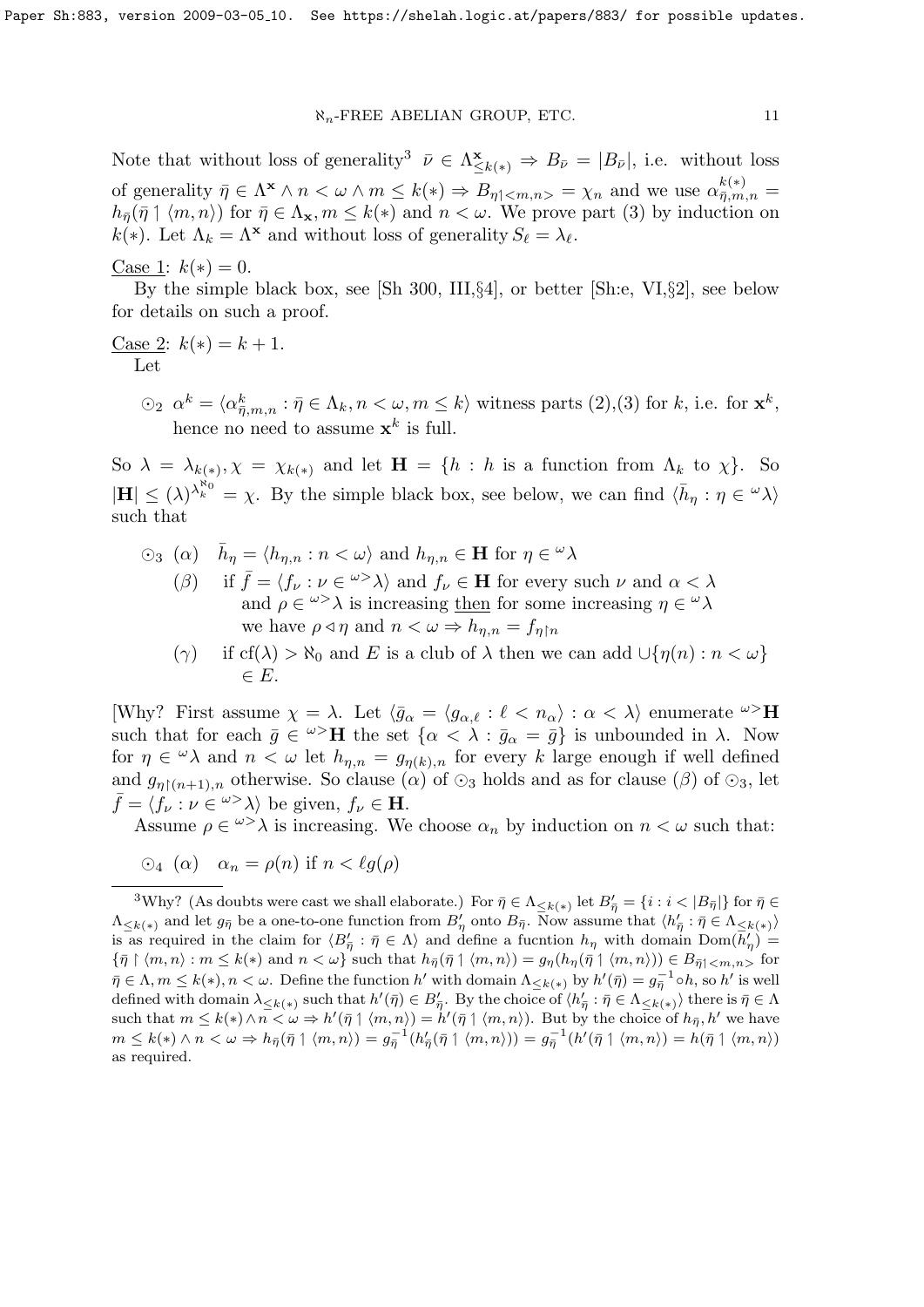Note that without loss of generality[3] $\bar\nu \in \Lambda^{\mathbf{x}}_{\le k(*)} \Rightarrow B_{\bar\nu} = |B_{\bar\nu}|$, i.e. without loss of generality $\bar\eta \in \Lambda^{\mathbf{x}} \wedge n < \omega \wedge m \le k(*) \Rightarrow B_{\eta \restriction <m,n>} = \chi_n$ and we use $\alpha^{k(*)}_{\bar\eta,m,n} = h_{\bar\eta}(\bar\eta \upharpoonright \langle m,n\rangle)$ for $\bar\eta \in \Lambda_{\mathbf{x}}, m \le k(*)$ and $n < \omega$. We prove part (3) by induction on $k(*)$. Let $\Lambda_k = \Lambda^{\mathbf{x}}$ and without loss of generality $S_\ell = \lambda_\ell$.

Case 1: $k(*) = 0$.

By the simple black box, see [Sh 300, III,§4], or better [Sh:e, VI,§2], see below for details on such a proof.

Case 2: $k(*) = k+1$.

Let

$\odot_2$ $\alpha^k = \langle \alpha^k_{\bar\eta,m,n} : \bar\eta \in \Lambda_k, n < \omega, m \le k\rangle$ witness parts (2),(3) for $k$, i.e. for $\mathbf{x}^k$, hence no need to assume $\mathbf{x}^k$ is full.

So $\lambda = \lambda_{k(*)}, \chi = \chi_{k(*)}$ and let $\mathbf{H} = \{h : h$ is a function from $\Lambda_k$ to $\chi\}$. So $|\mathbf{H}| \le (\lambda)^{\lambda_k^{\aleph_0}} = \chi$. By the simple black box, see below, we can find $\langle \bar h_\eta : \eta \in {}^\omega\lambda\rangle$ such that

$\odot_3$ $(\alpha)$ $\bar h_\eta = \langle h_{\eta,n} : n < \omega\rangle$ and $h_{\eta,n} \in \mathbf{H}$ for $\eta \in {}^\omega\lambda$

$(\beta)$ if $\bar f = \langle f_\nu : \nu \in {}^{\omega>}\lambda\rangle$ and $f_\nu \in \mathbf{H}$ for every such $\nu$ and $\alpha < \lambda$ and $\rho \in {}^{\omega>}\lambda$ is increasing then for some increasing $\eta \in {}^\omega\lambda$ we have $\rho \triangleleft \eta$ and $n < \omega \Rightarrow h_{\eta,n} = f_{\eta \restriction n}$

$(\gamma)$ if $\mathrm{cf}(\lambda) > \aleph_0$ and $E$ is a club of $\lambda$ then we can add $\cup\{\eta(n) : n < \omega\} \in E$.

[Why? First assume $\chi = \lambda$. Let $\langle \bar g_\alpha = \langle g_{\alpha,\ell} : \ell < n_\alpha\rangle : \alpha < \lambda\rangle$ enumerate ${}^{\omega>}\mathbf{H}$ such that for each $\bar g \in {}^{\omega>}\mathbf{H}$ the set $\{\alpha < \lambda : \bar g_\alpha = \bar g\}$ is unbounded in $\lambda$. Now for $\eta \in {}^\omega\lambda$ and $n < \omega$ let $h_{\eta,n} = g_{\eta(k),n}$ for every $k$ large enough if well defined and $g_{\eta \restriction (n+1),n}$ otherwise. So clause $(\alpha)$ of $\odot_3$ holds and as for clause $(\beta)$ of $\odot_3$, let $\bar f = \langle f_\nu : \nu \in {}^{\omega>}\lambda\rangle$ be given, $f_\nu \in \mathbf{H}$.

Assume $\rho \in {}^{\omega>}\lambda$ is increasing. We choose $\alpha_n$ by induction on $n < \omega$ such that:

$\odot_4$ $(\alpha)$ $\alpha_n = \rho(n)$ if $n < \ell g(\rho)$

---

[3] Why? (As doubts were cast we shall elaborate.) For $\bar\eta \in \Lambda_{\le k(*)}$ let $B'_{\bar\eta} = \{i : i < |B_{\bar\eta}|\}$ for $\bar\eta \in \Lambda_{\le k(*)}$ and let $g_{\bar\eta}$ be a one-to-one function from $B'_\eta$ onto $B_{\bar\eta}$. Now assume that $\langle h'_{\bar\eta} : \bar\eta \in \Lambda_{\le k(*)}\rangle$ is as required in the claim for $\langle B'_{\bar\eta} : \bar\eta \in \Lambda\rangle$ and define a fucntion $h_\eta$ with domain $\mathrm{Dom}(\bar h'_\eta) = \{\bar\eta \restriction \langle m,n\rangle : m \le k(*)$ and $n < \omega\}$ such that $h_{\bar\eta}(\bar\eta \upharpoonright \langle m,n\rangle) = g_\eta(h_\eta(\bar\eta \upharpoonright \langle m,n\rangle)) \in B_{\bar\eta \restriction <m,n>}$ for $\bar\eta \in \Lambda, m \le k(*), n < \omega$. Define the function $h'$ with domain $\Lambda_{\le k(*)}$ by $h'(\bar\eta) = g^{-1}_{\bar\eta} \circ h$, so $h'$ is well defined with domain $\lambda_{\le k(*)}$ such that $h'(\bar\eta) \in B'_{\bar\eta}$. By the choice of $\langle h'_{\bar\eta} : \bar\eta \in \Lambda_{\le k(*)}\rangle$ there is $\bar\eta \in \Lambda$ such that $m \le k(*) \wedge n < \omega \Rightarrow h'(\bar\eta \upharpoonright \langle m,n\rangle) = h'(\bar\eta \upharpoonright \langle m,n\rangle)$. But by the choice of $h_{\bar\eta}, h'$ we have $m \le k(*) \wedge n < \omega \Rightarrow h_{\bar\eta}(\bar\eta \upharpoonright \langle m,n\rangle) = g^{-1}_{\bar\eta}(h'_{\bar\eta}(\bar\eta \upharpoonright \langle m,n\rangle)) = g^{-1}_{\bar\eta}(h'(\bar\eta \upharpoonright \langle m,n\rangle) = h(\bar\eta \upharpoonright \langle m,n\rangle)$ as required.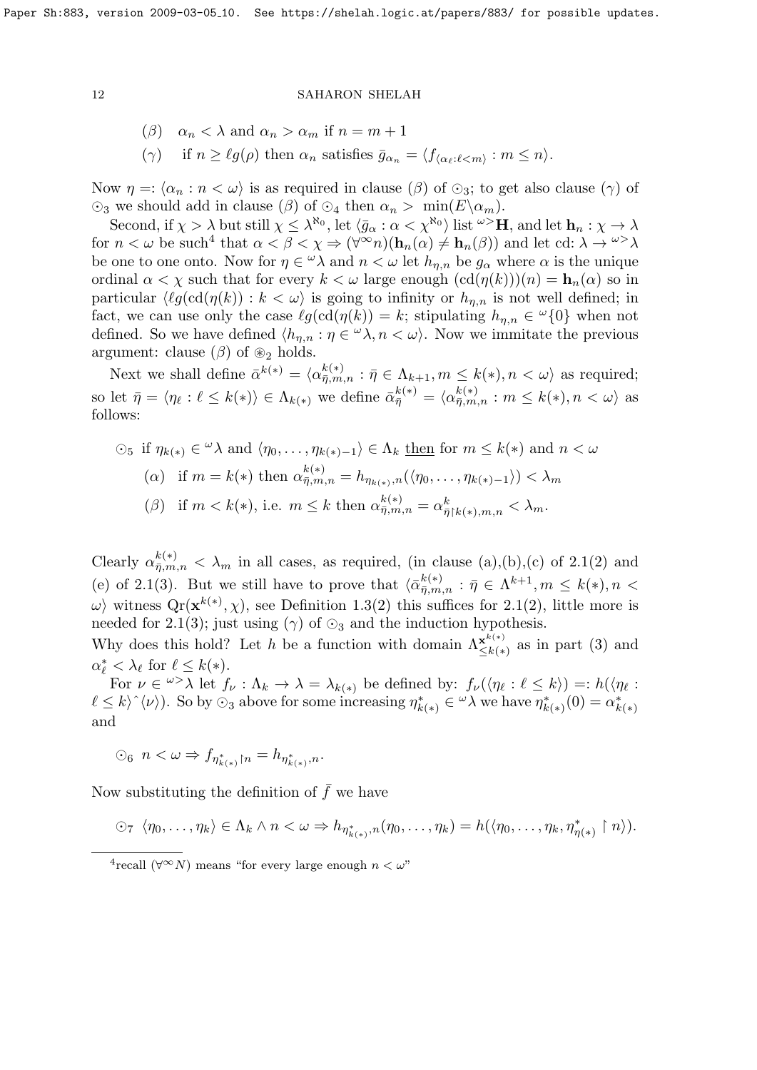($\beta$) $\alpha_n < \lambda$ and $\alpha_n > \alpha_m$ if $n = m+1$

($\gamma$) if $n \geq \ell g(\rho)$ then $\alpha_n$ satisfies $\bar{g}_{\alpha_n} = \langle f_{\langle \alpha_\ell : \ell < m \rangle} : m \leq n \rangle$.

Now $\eta =: \langle \alpha_n : n < \omega \rangle$ is as required in clause ($\beta$) of $\odot_3$; to get also clause ($\gamma$) of $\odot_3$ we should add in clause ($\beta$) of $\odot_4$ then $\alpha_n >\ \min(E \backslash \alpha_m)$.

Second, if $\chi > \lambda$ but still $\chi \leq \lambda^{\aleph_0}$, let $\langle \bar{g}_\alpha : \alpha < \chi^{\aleph_0} \rangle$ list ${}^{\omega >}\mathbf{H}$, and let $\mathbf{h}_n : \chi \to \lambda$ for $n < \omega$ be such[4] that $\alpha < \beta < \chi \Rightarrow (\forall^\infty n)(\mathbf{h}_n(\alpha) \neq \mathbf{h}_n(\beta))$ and let cd: $\lambda \to {}^{\omega >}\lambda$ be one to one onto. Now for $\eta \in {}^\omega\lambda$ and $n < \omega$ let $h_{\eta,n}$ be $g_\alpha$ where $\alpha$ is the unique ordinal $\alpha < \chi$ such that for every $k < \omega$ large enough $(\mathrm{cd}(\eta(k)))(n) = \mathbf{h}_n(\alpha)$ so in particular $\langle \ell g(\mathrm{cd}(\eta(k)) : k < \omega \rangle$ is going to infinity or $h_{\eta,n}$ is not well defined; in fact, we can use only the case $\ell g(\mathrm{cd}(\eta(k)) = k$; stipulating $h_{\eta,n} \in {}^\omega\{0\}$ when not defined. So we have defined $\langle h_{\eta,n} : \eta \in {}^\omega\lambda, n < \omega \rangle$. Now we immitate the previous argument: clause ($\beta$) of $\circledast_2$ holds.

Next we shall define $\bar{\alpha}^{k(*)} = \langle \alpha^{k(*)}_{\bar{\eta},m,n} : \bar{\eta} \in \Lambda_{k+1}, m \leq k(*), n < \omega \rangle$ as required; so let $\bar{\eta} = \langle \eta_\ell : \ell \leq k(*) \rangle \in \Lambda_{k(*)}$ we define $\bar{\alpha}^{k(*)}_{\bar{\eta}} = \langle \alpha^{k(*)}_{\bar{\eta},m,n} : m \leq k(*), n < \omega \rangle$ as follows:

$\odot_5$ if $\eta_{k(*)} \in {}^\omega\lambda$ and $\langle \eta_0, \ldots, \eta_{k(*)-1} \rangle \in \Lambda_k$ then for $m \leq k(*)$ and $n < \omega$

($\alpha$) if $m = k(*)$ then $\alpha^{k(*)}_{\bar{\eta},m,n} = h_{\eta_{k(*)},n}(\langle \eta_0, \ldots, \eta_{k(*)-1} \rangle) < \lambda_m$

($\beta$) if $m < k(*)$, i.e. $m \leq k$ then $\alpha^{k(*)}_{\bar{\eta},m,n} = \alpha^k_{\bar{\eta} \restriction k(*),m,n} < \lambda_m$.

Clearly $\alpha^{k(*)}_{\bar{\eta},m,n} < \lambda_m$ in all cases, as required, (in clause (a),(b),(c) of 2.1(2) and (e) of 2.1(3). But we still have to prove that $\langle \bar{\alpha}^{k(*)}_{\bar{\eta},m,n} : \bar{\eta} \in \Lambda^{k+1}, m \leq k(*), n < \omega \rangle$ witness $\mathrm{Qr}(\mathbf{x}^{k(*)}, \chi)$, see Definition 1.3(2) this suffices for 2.1(2), little more is needed for 2.1(3); just using ($\gamma$) of $\odot_3$ and the induction hypothesis.

Why does this hold? Let $h$ be a function with domain $\Lambda^{\mathbf{x}^{k(*)}}_{\leq k(*)}$ as in part (3) and $\alpha^*_\ell < \lambda_\ell$ for $\ell \leq k(*)$.

For $\nu \in {}^{\omega >}\lambda$ let $f_\nu : \Lambda_k \to \lambda = \lambda_{k(*)}$ be defined by: $f_\nu(\langle \eta_\ell : \ell \leq k \rangle) =: h(\langle \eta_\ell : \ell \leq k \rangle \hat{\ } \langle \nu \rangle)$. So by $\odot_3$ above for some increasing $\eta^*_{k(*)} \in {}^\omega\lambda$ we have $\eta^*_{k(*)}(0) = \alpha^*_{k(*)}$ and

$\odot_6$ $n < \omega \Rightarrow f_{\eta^*_{k(*)} \restriction n} = h_{\eta^*_{k(*)},n}$.

Now substituting the definition of $\bar{f}$ we have

$\odot_7$ $\langle \eta_0, \ldots, \eta_k \rangle \in \Lambda_k \wedge n < \omega \Rightarrow h_{\eta^*_{k(*)},n}(\eta_0, \ldots, \eta_k) = h(\langle \eta_0, \ldots, \eta_k, \eta^*_{\eta(*)} \restriction n \rangle)$.

---

[4] recall $(\forall^\infty N)$ means "for every large enough $n < \omega$"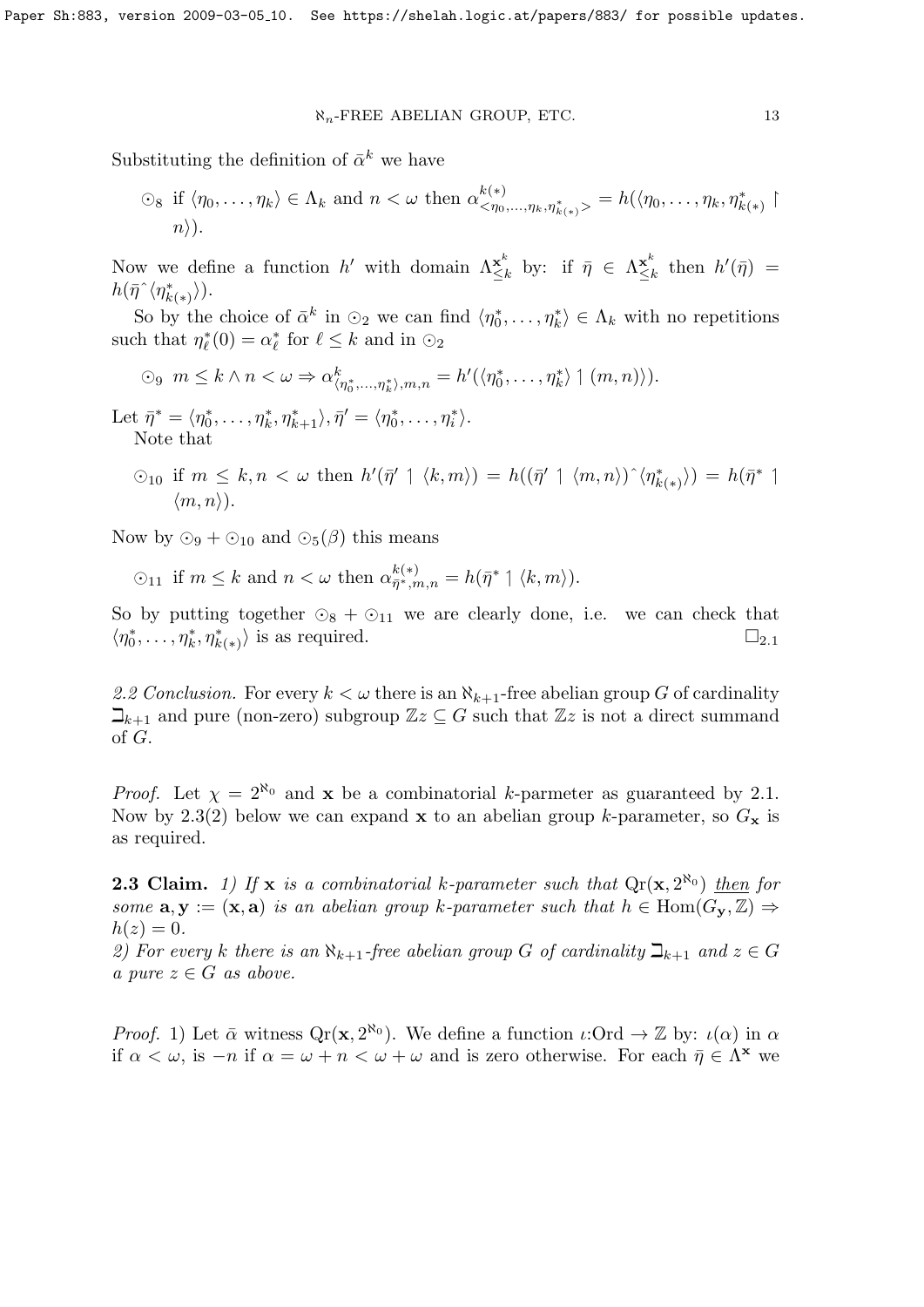Substituting the definition of $\bar{\alpha}^k$ we have

$\odot_8$ if $\langle \eta_0, \ldots, \eta_k \rangle \in \Lambda_k$ and $n < \omega$ then $\alpha^{k(*)}_{<\eta_0,\ldots,\eta_k,\eta^*_{k(*)}>} = h(\langle \eta_0, \ldots, \eta_k, \eta^*_{k(*)} \restriction n \rangle)$.

Now we define a function $h'$ with domain $\Lambda^{\mathbf{x}^k}_{\leq k}$ by: if $\bar{\eta} \in \Lambda^{\mathbf{x}^k}_{\leq k}$ then $h'(\bar{\eta}) = h(\bar{\eta}\char`^\langle \eta^*_{k(*)} \rangle)$.

So by the choice of $\bar{\alpha}^k$ in $\odot_2$ we can find $\langle \eta^*_0, \ldots, \eta^*_k \rangle \in \Lambda_k$ with no repetitions such that $\eta^*_\ell(0) = \alpha^*_\ell$ for $\ell \leq k$ and in $\odot_2$

$\odot_9$ $m \leq k \wedge n < \omega \Rightarrow \alpha^k_{\langle \eta^*_0,\ldots,\eta^*_k \rangle,m,n} = h'(\langle \eta^*_0, \ldots, \eta^*_k \rangle \restriction (m,n) \rangle)$.

Let $\bar{\eta}^* = \langle \eta^*_0, \ldots, \eta^*_k, \eta^*_{k+1} \rangle, \bar{\eta}' = \langle \eta^*_0, \ldots, \eta^*_i \rangle$.

Note that

$\odot_{10}$ if $m \leq k, n < \omega$ then $h'(\bar{\eta}' \restriction \langle k, m \rangle) = h((\bar{\eta}' \restriction \langle m, n \rangle)\char`^\langle \eta^*_{k(*)} \rangle) = h(\bar{\eta}^* \restriction \langle m, n \rangle)$.

Now by $\odot_9 + \odot_{10}$ and $\odot_5(\beta)$ this means

$\odot_{11}$ if $m \leq k$ and $n < \omega$ then $\alpha^{k(*)}_{\bar{\eta}^*,m,n} = h(\bar{\eta}^* \restriction \langle k, m \rangle)$.

So by putting together $\odot_8 + \odot_{11}$ we are clearly done, i.e. we can check that $\langle \eta^*_0, \ldots, \eta^*_k, \eta^*_{k(*)} \rangle$ is as required. $\square_{2.1}$

*2.2 Conclusion.* For every $k < \omega$ there is an $\aleph_{k+1}$-free abelian group $G$ of cardinality $\beth_{k+1}$ and pure (non-zero) subgroup $\mathbb{Z}z \subseteq G$ such that $\mathbb{Z}z$ is not a direct summand of $G$.

*Proof.* Let $\chi = 2^{\aleph_0}$ and $\mathbf{x}$ be a combinatorial $k$-parmeter as guaranteed by 2.1. Now by 2.3(2) below we can expand $\mathbf{x}$ to an abelian group $k$-parameter, so $G_{\mathbf{x}}$ is as required.

**2.3 Claim.** *1) If $\mathbf{x}$ is a combinatorial $k$-parameter such that $\mathrm{Qr}(\mathbf{x}, 2^{\aleph_0})$ then for some $\mathbf{a}, \mathbf{y} := (\mathbf{x}, \mathbf{a})$ is an abelian group $k$-parameter such that $h \in \mathrm{Hom}(G_{\mathbf{y}}, \mathbb{Z}) \Rightarrow h(z) = 0$.*
*2) For every $k$ there is an $\aleph_{k+1}$-free abelian group $G$ of cardinality $\beth_{k+1}$ and $z \in G$ a pure $z \in G$ as above.*

*Proof.* 1) Let $\bar{\alpha}$ witness $\mathrm{Qr}(\mathbf{x}, 2^{\aleph_0})$. We define a function $\iota$:Ord $\to \mathbb{Z}$ by: $\iota(\alpha)$ in $\alpha$ if $\alpha < \omega$, is $-n$ if $\alpha = \omega + n < \omega + \omega$ and is zero otherwise. For each $\bar{\eta} \in \Lambda^{\mathbf{x}}$ we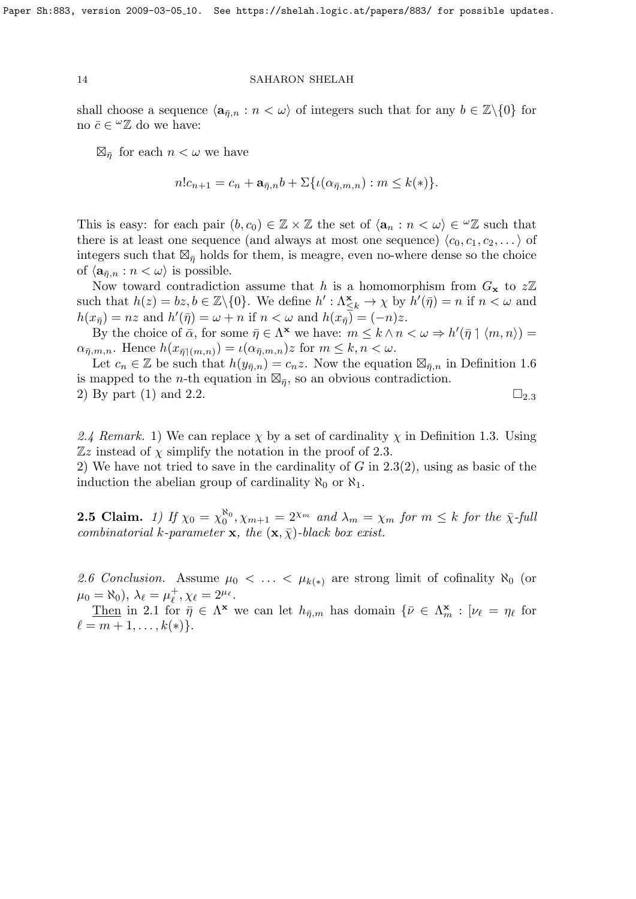shall choose a sequence $\langle \mathbf{a}_{\bar\eta,n} : n < \omega\rangle$ of integers such that for any $b \in \mathbb{Z}\backslash\{0\}$ for no $\bar c \in {}^\omega\mathbb{Z}$ do we have:

$\boxtimes_{\bar\eta}$ for each $n < \omega$ we have

$$n!c_{n+1} = c_n + \mathbf{a}_{\bar\eta,n} b + \Sigma\{\iota(\alpha_{\bar\eta,m,n}) : m \le k(*)\}.$$

This is easy: for each pair $(b, c_0) \in \mathbb{Z} \times \mathbb{Z}$ the set of $\langle \mathbf{a}_n : n < \omega\rangle \in {}^\omega\mathbb{Z}$ such that there is at least one sequence (and always at most one sequence) $\langle c_0, c_1, c_2, \dots\rangle$ of integers such that $\boxtimes_{\bar\eta}$ holds for them, is meagre, even no-where dense so the choice of $\langle \mathbf{a}_{\bar\eta,n} : n < \omega\rangle$ is possible.

Now toward contradiction assume that $h$ is a homomorphism from $G_{\mathbf{x}}$ to $z\mathbb{Z}$ such that $h(z) = bz, b \in \mathbb{Z}\backslash\{0\}$. We define $h' : \Lambda^{\mathbf{x}}_{\le k} \to \chi$ by $h'(\bar\eta) = n$ if $n < \omega$ and $h(x_{\bar\eta}) = nz$ and $h'(\bar\eta) = \omega + n$ if $n < \omega$ and $h(x_{\bar\eta}) = (-n)z$.

By the choice of $\bar\alpha$, for some $\bar\eta \in \Lambda^{\mathbf{x}}$ we have: $m \le k \wedge n < \omega \Rightarrow h'(\bar\eta \restriction \langle m, n\rangle) = \alpha_{\bar\eta,m,n}$. Hence $h(x_{\bar\eta\restriction(m,n)}) = \iota(\alpha_{\bar\eta,m,n})z$ for $m \le k, n < \omega$.

Let $c_n \in \mathbb{Z}$ be such that $h(y_{\bar\eta,n}) = c_n z$. Now the equation $\boxtimes_{\bar\eta,n}$ in Definition 1.6 is mapped to the $n$-th equation in $\boxtimes_{\bar\eta}$, so an obvious contradiction.

2) By part (1) and 2.2. $\square_{2.3}$

*2.4 Remark.* 1) We can replace $\chi$ by a set of cardinality $\chi$ in Definition 1.3. Using $\mathbb{Z}z$ instead of $\chi$ simplify the notation in the proof of 2.3.

2) We have not tried to save in the cardinality of $G$ in 2.3(2), using as basic of the induction the abelian group of cardinality $\aleph_0$ or $\aleph_1$.

**2.5 Claim.** *1) If $\chi_0 = \chi_0^{\aleph_0}, \chi_{m+1} = 2^{\chi_m}$ and $\lambda_m = \chi_m$ for $m \le k$ for the $\bar\chi$-full combinatorial $k$-parameter $\mathbf{x}$, the $(\mathbf{x}, \bar\chi)$-black box exist.*

*2.6 Conclusion.* Assume $\mu_0 < \dots < \mu_{k(*)}$ are strong limit of cofinality $\aleph_0$ (or $\mu_0 = \aleph_0$), $\lambda_\ell = \mu_\ell^+, \chi_\ell = 2^{\mu_\ell}$.

<u>Then</u> in 2.1 for $\bar\eta \in \Lambda^{\mathbf{x}}$ we can let $h_{\bar\eta,m}$ has domain $\{\bar\nu \in \Lambda^{\mathbf{x}}_m : [\nu_\ell = \eta_\ell$ for $\ell = m+1, \dots, k(*)\}$.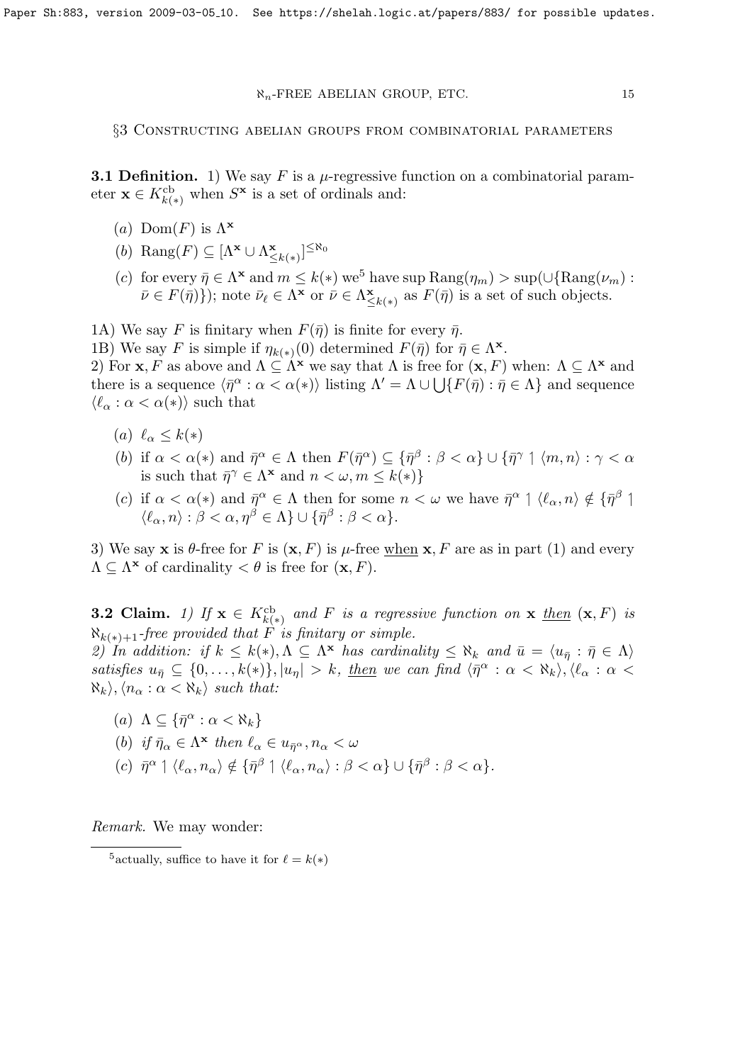## §3 Constructing abelian groups from combinatorial parameters

**3.1 Definition.** 1) We say $F$ is a $\mu$-regressive function on a combinatorial parameter $\mathbf{x} \in K^{\text{cb}}_{k(*)}$ when $S^{\mathbf{x}}$ is a set of ordinals and:

- $(a)$ $\text{Dom}(F)$ is $\Lambda^{\mathbf{x}}$
- $(b)$ $\text{Rang}(F) \subseteq [\Lambda^{\mathbf{x}} \cup \Lambda^{\mathbf{x}}_{\le k(*)}]^{\le \aleph_0}$
- $(c)$ for every $\bar\eta \in \Lambda^{\mathbf{x}}$ and $m \le k(*)$ we[5] have $\sup \text{Rang}(\eta_m) > \sup(\cup\{\text{Rang}(\nu_m) : \bar\nu \in F(\bar\eta)\})$; note $\bar\nu_\ell \in \Lambda^{\mathbf{x}}$ or $\bar\nu \in \Lambda^{\mathbf{x}}_{\le k(*)}$ as $F(\bar\eta)$ is a set of such objects.

1A) We say $F$ is finitary when $F(\bar\eta)$ is finite for every $\bar\eta$.

1B) We say $F$ is simple if $\eta_{k(*)}(0)$ determined $F(\bar\eta)$ for $\bar\eta \in \Lambda^{\mathbf{x}}$.

2) For $\mathbf{x}, F$ as above and $\Lambda \subseteq \Lambda^{\mathbf{x}}$ we say that $\Lambda$ is free for $(\mathbf{x}, F)$ when: $\Lambda \subseteq \Lambda^{\mathbf{x}}$ and there is a sequence $\langle \bar\eta^\alpha : \alpha < \alpha(*)\rangle$ listing $\Lambda' = \Lambda \cup \bigcup\{F(\bar\eta) : \bar\eta \in \Lambda\}$ and sequence $\langle \ell_\alpha : \alpha < \alpha(*)\rangle$ such that

- $(a)$ $\ell_\alpha \le k(*)$
- $(b)$ if $\alpha < \alpha(*)$ and $\bar\eta^\alpha \in \Lambda$ then $F(\bar\eta^\alpha) \subseteq \{\bar\eta^\beta : \beta < \alpha\} \cup \{\bar\eta^\gamma \upharpoonright \langle m, n\rangle : \gamma < \alpha$ is such that $\bar\eta^\gamma \in \Lambda^{\mathbf{x}}$ and $n < \omega, m \le k(*)\}$
- $(c)$ if $\alpha < \alpha(*)$ and $\bar\eta^\alpha \in \Lambda$ then for some $n < \omega$ we have $\bar\eta^\alpha \upharpoonright \langle \ell_\alpha, n\rangle \notin \{\bar\eta^\beta \upharpoonright \langle \ell_\alpha, n\rangle : \beta < \alpha, \eta^\beta \in \Lambda\} \cup \{\bar\eta^\beta : \beta < \alpha\}$.

3) We say $\mathbf{x}$ is $\theta$-free for $F$ is $(\mathbf{x}, F)$ is $\mu$-free <u>when</u> $\mathbf{x}, F$ are as in part (1) and every $\Lambda \subseteq \Lambda^{\mathbf{x}}$ of cardinality $< \theta$ is free for $(\mathbf{x}, F)$.

**3.2 Claim.** *1) If $\mathbf{x} \in K^{\text{cb}}_{k(*)}$ and $F$ is a regressive function on $\mathbf{x}$ <u>then</u> $(\mathbf{x}, F)$ is $\aleph_{k(*)+1}$-free provided that $F$ is finitary or simple.*

*2) In addition: if $k \le k(*), \Lambda \subseteq \Lambda^{\mathbf{x}}$ has cardinality $\le \aleph_k$ and $\bar u = \langle u_{\bar\eta} : \bar\eta \in \Lambda\rangle$ satisfies $u_{\bar\eta} \subseteq \{0, \dots, k(*)\}, |u_\eta| > k$, <u>then</u> we can find $\langle \bar\eta^\alpha : \alpha < \aleph_k\rangle, \langle \ell_\alpha : \alpha < \aleph_k\rangle, \langle n_\alpha : \alpha < \aleph_k\rangle$ such that:*

- $(a)$ $\Lambda \subseteq \{\bar\eta^\alpha : \alpha < \aleph_k\}$
- $(b)$ *if $\bar\eta_\alpha \in \Lambda^{\mathbf{x}}$ then $\ell_\alpha \in u_{\bar\eta^\alpha}, n_\alpha < \omega$*
- $(c)$ $\bar\eta^\alpha \upharpoonright \langle \ell_\alpha, n_\alpha\rangle \notin \{\bar\eta^\beta \upharpoonright \langle \ell_\alpha, n_\alpha\rangle : \beta < \alpha\} \cup \{\bar\eta^\beta : \beta < \alpha\}$.

*Remark.* We may wonder:

[5] actually, suffice to have it for $\ell = k(*)$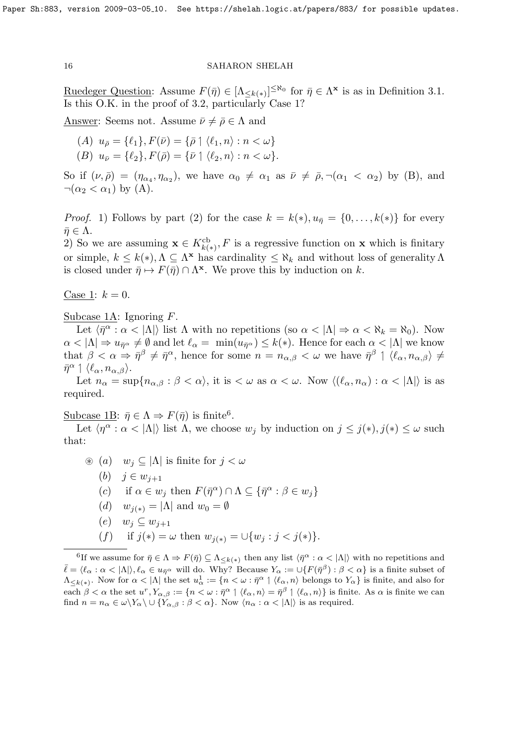Ruedeger Question: Assume $F(\bar\eta) \in [\Lambda_{\le k(*)}]^{\le \aleph_0}$ for $\bar\eta \in \Lambda^{\mathbf{x}}$ is as in Definition 3.1. Is this O.K. in the proof of 3.2, particularly Case 1?

Answer: Seems not. Assume $\bar\nu \ne \bar\rho \in \Lambda$ and

- $(A)$ $u_{\bar\rho} = \{\ell_1\}, F(\bar\nu) = \{\bar\rho \restriction \langle \ell_1, n\rangle : n < \omega\}$
- $(B)$ $u_{\bar\nu} = \{\ell_2\}, F(\bar\rho) = \{\bar\nu \restriction \langle \ell_2, n\rangle : n < \omega\}$.

So if $(\nu, \bar\rho) = (\eta_{\alpha_4}, \eta_{\alpha_2})$, we have $\alpha_0 \ne \alpha_1$ as $\bar\nu \ne \bar\rho, \neg(\alpha_1 < \alpha_2)$ by (B), and $\neg(\alpha_2 < \alpha_1)$ by (A).

*Proof.* 1) Follows by part (2) for the case $k = k(*), u_{\bar\eta} = \{0, \dots, k(*)\}$ for every $\bar\eta \in \Lambda$.

2) So we are assuming $\mathbf{x} \in K^{\rm cb}_{k(*)}$, $F$ is a regressive function on $\mathbf{x}$ which is finitary or simple, $k \le k(*), \Lambda \subseteq \Lambda^{\mathbf{x}}$ has cardinality $\le \aleph_k$ and without loss of generality $\Lambda$ is closed under $\bar\eta \mapsto F(\bar\eta) \cap \Lambda^{\mathbf{x}}$. We prove this by induction on $k$.

Case 1: $k = 0$.

Subcase 1A: Ignoring $F$.

Let $\langle \bar\eta^\alpha : \alpha < |\Lambda|\rangle$ list $\Lambda$ with no repetitions (so $\alpha < |\Lambda| \Rightarrow \alpha < \aleph_k = \aleph_0$). Now $\alpha < |\Lambda| \Rightarrow u_{\bar\eta^\alpha} \ne \emptyset$ and let $\ell_\alpha = \min(u_{\bar\eta^\alpha}) \le k(*)$. Hence for each $\alpha < |\Lambda|$ we know that $\beta < \alpha \Rightarrow \bar\eta^\beta \ne \bar\eta^\alpha$, hence for some $n = n_{\alpha,\beta} < \omega$ we have $\bar\eta^\beta \restriction \langle \ell_\alpha, n_{\alpha,\beta}\rangle \ne \bar\eta^\alpha \restriction \langle \ell_\alpha, n_{\alpha,\beta}\rangle$.

Let $n_\alpha = \sup\{n_{\alpha,\beta} : \beta < \alpha\rangle$, it is $< \omega$ as $\alpha < \omega$. Now $\langle (\ell_\alpha, n_\alpha) : \alpha < |\Lambda|\rangle$ is as required.

Subcase 1B: $\bar\eta \in \Lambda \Rightarrow F(\bar\eta)$ is finite[6].

Let $\langle \eta^\alpha : \alpha < |\Lambda|\rangle$ list $\Lambda$, we choose $w_j$ by induction on $j \le j(*), j(*) \le \omega$ such that:

$\circledast$
- $(a)$ $w_j \subseteq |\Lambda|$ is finite for $j < \omega$
- $(b)$ $j \in w_{j+1}$
- $(c)$ if $\alpha \in w_j$ then $F(\bar\eta^\alpha) \cap \Lambda \subseteq \{\bar\eta^\alpha : \beta \in w_j\}$
- $(d)$ $w_{j(*)} = |\Lambda|$ and $w_0 = \emptyset$
- $(e)$ $w_j \subseteq w_{j+1}$
- $(f)$ if $j(*) = \omega$ then $w_{j(*)} = \cup\{w_j : j < j(*)\}$.

---

[6] If we assume for $\bar\eta \in \Lambda \Rightarrow F(\bar\eta) \subseteq \Lambda_{<k(*)}$ then any list $\langle \bar\eta^\alpha : \alpha < |\Lambda|\rangle$ with no repetitions and $\bar\ell = \langle \ell_\alpha : \alpha < |\Lambda|\rangle, \ell_\alpha \in u_{\bar\eta^\alpha}$ will do. Why? Because $Y_\alpha := \cup\{F(\bar\eta^\beta) : \beta < \alpha\}$ is a finite subset of $\Lambda_{\le k(*)}$. Now for $\alpha < |\Lambda|$ the set $u^1_\alpha := \{n < \omega : \bar\eta^\alpha \restriction \langle \ell_\alpha, n\rangle$ belongs to $Y_\alpha\}$ is finite, and also for each $\beta < \alpha$ the set $u^r, Y_{\alpha,\beta} := \{n < \omega : \bar\eta^\alpha \restriction \langle \ell_\alpha, n\rangle = \bar\eta^\beta \restriction \langle \ell_\alpha, n\rangle\}$ is finite. As $\alpha$ is finite we can find $n = n_\alpha \in \omega \backslash Y_\alpha \backslash \cup\{Y_{\alpha,\beta} : \beta < \alpha\}$. Now $\langle n_\alpha : \alpha < |\Lambda|\rangle$ is as required.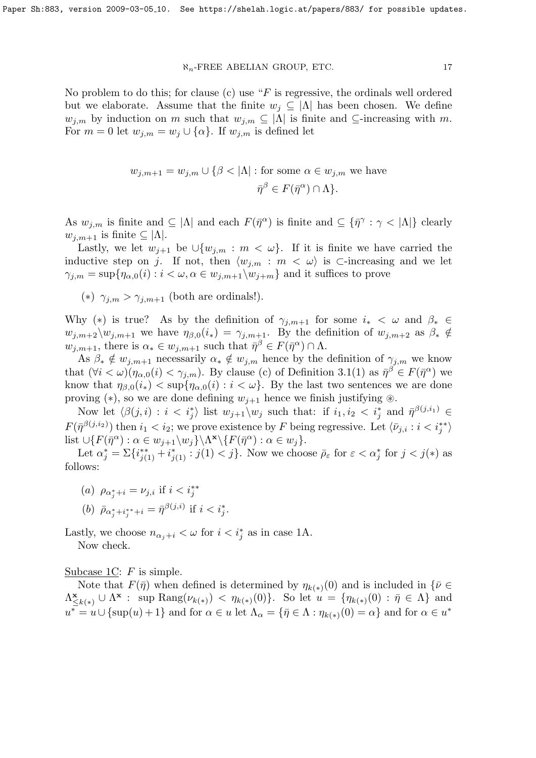No problem to do this; for clause (c) use "$F$ is regressive, the ordinals well ordered but we elaborate. Assume that the finite $w_j \subseteq |\Lambda|$ has been chosen. We define $w_{j,m}$ by induction on $m$ such that $w_{j,m} \subseteq |\Lambda|$ is finite and $\subseteq$-increasing with $m$. For $m = 0$ let $w_{j,m} = w_j \cup \{\alpha\}$. If $w_{j,m}$ is defined let

$$w_{j,m+1} = w_{j,m} \cup \{\beta < |\Lambda| : \text{for some } \alpha \in w_{j,m} \text{ we have } \bar{\eta}^\beta \in F(\bar{\eta}^\alpha) \cap \Lambda\}.$$

As $w_{j,m}$ is finite and $\subseteq |\Lambda|$ and each $F(\bar{\eta}^\alpha)$ is finite and $\subseteq \{\bar{\eta}^\gamma : \gamma < |\Lambda|\}$ clearly $w_{j,m+1}$ is finite $\subseteq |\Lambda|$.

Lastly, we let $w_{j+1}$ be $\cup\{w_{j,m} : m < \omega\}$. If it is finite we have carried the inductive step on $j$. If not, then $\langle w_{j,m} : m < \omega\rangle$ is $\subset$-increasing and we let $\gamma_{j,m} = \sup\{\eta_{\alpha,0}(i) : i < \omega, \alpha \in w_{j,m+1} \backslash w_{j+m}\}$ and it suffices to prove

(*) $\gamma_{j,m} > \gamma_{j,m+1}$ (both are ordinals!).

Why (*) is true? As by the definition of $\gamma_{j,m+1}$ for some $i_* < \omega$ and $\beta_* \in w_{j,m+2} \backslash w_{j,m+1}$ we have $\eta_{\beta,0}(i_*) = \gamma_{j,m+1}$. By the definition of $w_{j,m+2}$ as $\beta_* \notin w_{j,m+1}$, there is $\alpha_* \in w_{j,m+1}$ such that $\bar{\eta}^\beta \in F(\bar{\eta}^\alpha) \cap \Lambda$.

As $\beta_* \notin w_{j,m+1}$ necessarily $\alpha_* \notin w_{j,m}$ hence by the definition of $\gamma_{j,m}$ we know that $(\forall i < \omega)(\eta_{\alpha,0}(i) < \gamma_{j,m})$. By clause (c) of Definition 3.1(1) as $\bar{\eta}^\beta \in F(\bar{\eta}^\alpha)$ we know that $\eta_{\beta,0}(i_*) < \sup\{\eta_{\alpha,0}(i) : i < \omega\}$. By the last two sentences we are done proving (*), so we are done defining $w_{j+1}$ hence we finish justifying ⊛.

Now let $\langle \beta(j,i) : i < i^*_j\rangle$ list $w_{j+1} \backslash w_j$ such that: if $i_1, i_2 < i^*_j$ and $\bar{\eta}^{\beta(j,i_1)} \in F(\bar{\eta}^{\beta(j,i_2)})$ then $i_1 < i_2$; we prove existence by $F$ being regressive. Let $\langle \bar{\nu}_{j,i} : i < i^{**}_j\rangle$ list $\cup\{F(\bar{\eta}^\alpha) : \alpha \in w_{j+1} \backslash w_j\} \backslash \Lambda^{\mathbf{x}} \backslash \{F(\bar{\eta}^\alpha) : \alpha \in w_j\}$.

Let $\alpha^*_j = \Sigma\{i^{**}_{j(1)} + i^*_{j(1)} : j(1) < j\}$. Now we choose $\bar{\rho}_\varepsilon$ for $\varepsilon < \alpha^*_j$ for $j < j(*)$ as follows:

(a) $\rho_{\alpha^*_j + i} = \nu_{j,i}$ if $i < i^{**}_j$

(b) $\bar{\rho}_{\alpha^*_j + i^{**}_j + i} = \bar{\eta}^{\beta(j,i)}$ if $i < i^*_j$.

Lastly, we choose $n_{\alpha_j + i} < \omega$ for $i < i^*_j$ as in case 1A.

Now check.

Subcase 1C: $F$ is simple.

Note that $F(\bar{\eta})$ when defined is determined by $\eta_{k(*)}(0)$ and is included in $\{\bar{\nu} \in \Lambda^{\mathbf{x}}_{\le k(*)} \cup \Lambda^{\mathbf{x}} : \sup \mathrm{Rang}(\nu_{k(*)}) < \eta_{k(*)}(0)\}$. So let $u = \{\eta_{k(*)}(0) : \bar{\eta} \in \Lambda\}$ and $u^* = u \cup \{\sup(u) + 1\}$ and for $\alpha \in u$ let $\Lambda_\alpha = \{\bar{\eta} \in \Lambda : \eta_{k(*)}(0) = \alpha\}$ and for $\alpha \in u^*$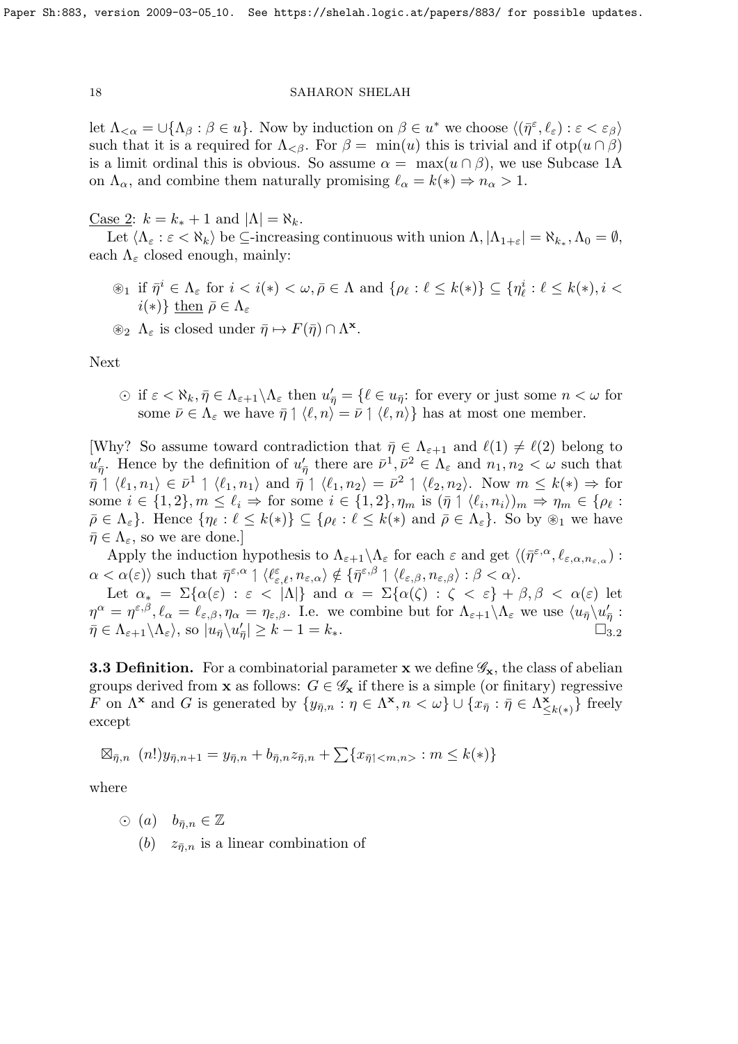let $\Lambda_{<\alpha} = \cup\{\Lambda_\beta : \beta \in u\}$. Now by induction on $\beta \in u^*$ we choose $\langle (\bar{\eta}^\varepsilon, \ell_\varepsilon) : \varepsilon < \varepsilon_\beta \rangle$ such that it is a required for $\Lambda_{<\beta}$. For $\beta = \min(u)$ this is trivial and if $\text{otp}(u \cap \beta)$ is a limit ordinal this is obvious. So assume $\alpha = \max(u \cap \beta)$, we use Subcase 1A on $\Lambda_\alpha$, and combine them naturally promising $\ell_\alpha = k(*) \Rightarrow n_\alpha > 1$.

Case 2: $k = k_* + 1$ and $|\Lambda| = \aleph_k$.

Let $\langle \Lambda_\varepsilon : \varepsilon < \aleph_k \rangle$ be $\subseteq$-increasing continuous with union $\Lambda$, $|\Lambda_{1+\varepsilon}| = \aleph_{k_*}, \Lambda_0 = \emptyset$, each $\Lambda_\varepsilon$ closed enough, mainly:

- $\circledast_1$ if $\bar{\eta}^i \in \Lambda_\varepsilon$ for $i < i(*) < \omega, \bar{\rho} \in \Lambda$ and $\{\rho_\ell : \ell \le k(*)\} \subseteq \{\eta^i_\ell : \ell \le k(*), i < i(*)\}$ then $\bar{\rho} \in \Lambda_\varepsilon$
- $\circledast_2$ $\Lambda_\varepsilon$ is closed under $\bar{\eta} \mapsto F(\bar{\eta}) \cap \Lambda^{\mathbf{x}}$.

Next

- $\odot$ if $\varepsilon < \aleph_k, \bar{\eta} \in \Lambda_{\varepsilon+1} \backslash \Lambda_\varepsilon$ then $u'_{\bar{\eta}} = \{\ell \in u_{\bar{\eta}}$: for every or just some $n < \omega$ for some $\bar{\nu} \in \Lambda_\varepsilon$ we have $\bar{\eta} \upharpoonright \langle \ell, n \rangle = \bar{\nu} \upharpoonright \langle \ell, n \rangle\}$ has at most one member.

[Why? So assume toward contradiction that $\bar{\eta} \in \Lambda_{\varepsilon+1}$ and $\ell(1) \ne \ell(2)$ belong to $u'_{\bar{\eta}}$. Hence by the definition of $u'_{\bar{\eta}}$ there are $\bar{\nu}^1, \bar{\nu}^2 \in \Lambda_\varepsilon$ and $n_1, n_2 < \omega$ such that $\bar{\eta} \upharpoonright \langle \ell_1, n_1 \rangle \in \bar{\nu}^1 \upharpoonright \langle \ell_1, n_1 \rangle$ and $\bar{\eta} \upharpoonright \langle \ell_1, n_2 \rangle = \bar{\nu}^2 \upharpoonright \langle \ell_2, n_2 \rangle$. Now $m \le k(*) \Rightarrow$ for some $i \in \{1,2\}, m \le \ell_i \Rightarrow$ for some $i \in \{1,2\}, \eta_m$ is $(\bar{\eta} \upharpoonright \langle \ell_i, n_i \rangle)_m \Rightarrow \eta_m \in \{\rho_\ell : \bar{\rho} \in \Lambda_\varepsilon\}$. Hence $\{\eta_\ell : \ell \le k(*)\} \subseteq \{\rho_\ell : \ell \le k(*)$ and $\bar{\rho} \in \Lambda_\varepsilon\}$. So by $\circledast_1$ we have $\bar{\eta} \in \Lambda_\varepsilon$, so we are done.]

Apply the induction hypothesis to $\Lambda_{\varepsilon+1} \backslash \Lambda_\varepsilon$ for each $\varepsilon$ and get $\langle (\bar{\eta}^{\varepsilon,\alpha}, \ell_{\varepsilon,\alpha,n_{\varepsilon,\alpha}}) : \alpha < \alpha(\varepsilon) \rangle$ such that $\bar{\eta}^{\varepsilon,\alpha} \upharpoonright \langle \ell^\varepsilon_{\varepsilon,\ell}, n_{\varepsilon,\alpha} \rangle \notin \{\bar{\eta}^{\varepsilon,\beta} \upharpoonright \langle \ell_{\varepsilon,\beta}, n_{\varepsilon,\beta} \rangle : \beta < \alpha\rangle$.

Let $\alpha_* = \Sigma\{\alpha(\varepsilon) : \varepsilon < |\Lambda|\}$ and $\alpha = \Sigma\{\alpha(\zeta) : \zeta < \varepsilon\} + \beta, \beta < \alpha(\varepsilon)$ let $\eta^\alpha = \eta^{\varepsilon,\beta}, \ell_\alpha = \ell_{\varepsilon,\beta}, \eta_\alpha = \eta_{\varepsilon,\beta}$. I.e. we combine but for $\Lambda_{\varepsilon+1} \backslash \Lambda_\varepsilon$ we use $\langle u_{\bar{\eta}} \backslash u'_{\bar{\eta}} : \bar{\eta} \in \Lambda_{\varepsilon+1} \backslash \Lambda_\varepsilon \rangle$, so $|u_{\bar{\eta}} \backslash u'_{\bar{\eta}}| \ge k - 1 = k_*$. $\square_{3.2}$

**3.3 Definition.** For a combinatorial parameter $\mathbf{x}$ we define $\mathscr{G}_{\mathbf{x}}$, the class of abelian groups derived from $\mathbf{x}$ as follows: $G \in \mathscr{G}_{\mathbf{x}}$ if there is a simple (or finitary) regressive $F$ on $\Lambda^{\mathbf{x}}$ and $G$ is generated by $\{y_{\bar{\eta},n} : \eta \in \Lambda^{\mathbf{x}}, n < \omega\} \cup \{x_{\bar{\eta}} : \bar{\eta} \in \Lambda^{\mathbf{x}}_{\le k(*)}\}$ freely except

$$\boxtimes_{\bar{\eta},n} \ (n!) y_{\bar{\eta},n+1} = y_{\bar{\eta},n} + b_{\bar{\eta},n} z_{\bar{\eta},n} + \sum\{x_{\bar{\eta} \upharpoonright <m,n>} : m \le k(*)\}$$

where

- $\odot$ (a) $b_{\bar{\eta},n} \in \mathbb{Z}$
  - (b) $z_{\bar{\eta},n}$ is a linear combination of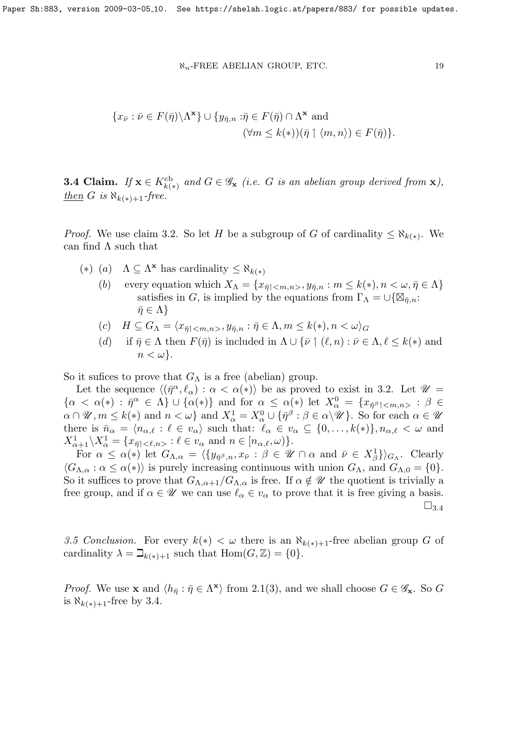$$\{x_{\bar\nu} : \bar\nu \in F(\bar\eta)\backslash\Lambda^{\mathbf{x}}\} \cup \{y_{\bar\eta,n} : \bar\eta \in F(\bar\eta) \cap \Lambda^{\mathbf{x}} \text{ and } (\forall m \le k(*))(\bar\eta \upharpoonright \langle m,n\rangle) \in F(\bar\eta)\}.$$

**3.4 Claim.** *If $\mathbf{x} \in K^{\rm cb}_{k(*)}$ and $G \in \mathscr{G}_{\mathbf{x}}$ (i.e. $G$ is an abelian group derived from $\mathbf{x}$), then $G$ is $\aleph_{k(*)+1}$-free.*

*Proof.* We use claim 3.2. So let $H$ be a subgroup of $G$ of cardinality $\le \aleph_{k(*)}$. We can find $\Lambda$ such that

- $(*)$ (a) $\Lambda \subseteq \Lambda^{\mathbf{x}}$ has cardinality $\le \aleph_{k(*)}$
  - (b) every equation which $X_\Lambda = \{x_{\bar\eta\restriction<m,n>}, y_{\bar\eta,n} : m \le k(*), n < \omega, \bar\eta \in \Lambda\}$ satisfies in $G$, is implied by the equations from $\Gamma_\Lambda = \cup\{\boxtimes_{\bar\eta,n}: \bar\eta \in \Lambda\}$
  - (c) $H \subseteq G_\Lambda = \langle x_{\bar\eta\restriction<m,n>}, y_{\bar\eta,n} : \bar\eta \in \Lambda, m \le k(*), n < \omega\rangle_G$
  - (d) if $\bar\eta \in \Lambda$ then $F(\bar\eta)$ is included in $\Lambda \cup \{\bar\nu \upharpoonright (\ell,n) : \bar\nu \in \Lambda, \ell \le k(*)$ and $n < \omega\}$.

So it sufices to prove that $G_\Lambda$ is a free (abelian) group.

Let the sequence $\langle(\bar\eta^\alpha,\ell_\alpha) : \alpha < \alpha(*)\rangle$ be as proved to exist in 3.2. Let $\mathscr{U} = \{\alpha < \alpha(*) : \bar\eta^\alpha \in \Lambda\} \cup \{\alpha(*)\}$ and for $\alpha \le \alpha(*)$ let $X^0_\alpha = \{x_{\bar\eta^\beta\restriction<m,n>} : \beta \in \alpha \cap \mathscr{U}, m \le k(*)$ and $n < \omega\}$ and $X^1_\alpha = X^0_\alpha \cup \{\bar\eta^\beta : \beta \in \alpha\backslash\mathscr{U}\}$. So for each $\alpha \in \mathscr{U}$ there is $\bar n_\alpha = \langle n_{\alpha,\ell} : \ell \in v_\alpha\rangle$ such that: $\ell_\alpha \in v_\alpha \subseteq \{0,\dots,k(*)\}, n_{\alpha,\ell} < \omega$ and $X^1_{\alpha+1}\backslash X^1_\alpha = \{x_{\bar\eta\restriction<\ell,n>} : \ell \in v_\alpha$ and $n \in [n_{\alpha,\ell},\omega)\}$.

For $\alpha \le \alpha(*)$ let $G_{\Lambda,\alpha} = \langle\{y_{\bar\eta^\beta,n}, x_{\bar\nu} : \beta \in \mathscr{U} \cap \alpha$ and $\bar\nu \in X^1_\beta\}\rangle_{G_\Lambda}$. Clearly $\langle G_{\Lambda,\alpha} : \alpha \le \alpha(*)\rangle$ is purely increasing continuous with union $G_\Lambda$, and $G_{\Lambda,0} = \{0\}$. So it suffices to prove that $G_{\Lambda,\alpha+1}/G_{\Lambda,\alpha}$ is free. If $\alpha \notin \mathscr{U}$ the quotient is trivially a free group, and if $\alpha \in \mathscr{U}$ we can use $\ell_\alpha \in v_\alpha$ to prove that it is free giving a basis. $\square_{3.4}$

*3.5 Conclusion.* For every $k(*) < \omega$ there is an $\aleph_{k(*)+1}$-free abelian group $G$ of cardinality $\lambda = \beth_{k(*)+1}$ such that $\mathrm{Hom}(G,\mathbb{Z}) = \{0\}$.

*Proof.* We use $\mathbf{x}$ and $\langle h_{\bar\eta} : \bar\eta \in \Lambda^{\mathbf{x}}\rangle$ from 2.1(3), and we shall choose $G \in \mathscr{G}_{\mathbf{x}}$. So $G$ is $\aleph_{k(*)+1}$-free by 3.4.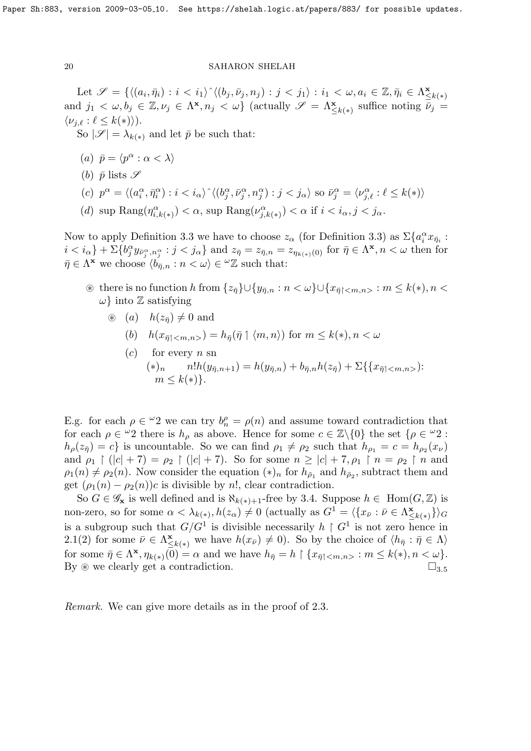Let $\mathscr{S} = \{\langle (a_i, \bar{\eta}_i) : i < i_1\rangle\hat{\ }\langle (b_j, \bar{\nu}_j, n_j) : j < j_1\rangle : i_1 < \omega, a_i \in \mathbb{Z}, \bar{\eta}_i \in \Lambda^{\mathbf{x}}_{\le k(*)}$ and $j_1 < \omega, b_j \in \mathbb{Z}, \nu_j \in \Lambda^{\mathbf{x}}, n_j < \omega\}$ (actually $\mathscr{S} = \Lambda^{\mathbf{x}}_{\le k(*)}$ suffice noting $\bar{\nu}_j = \langle \nu_{j,\ell} : \ell \le k(*)\rangle$).

So $|\mathscr{S}| = \lambda_{k(*)}$ and let $\bar{p}$ be such that:

- $(a)$ $\bar{p} = \langle p^\alpha : \alpha < \lambda\rangle$
- $(b)$ $\bar{p}$ lists $\mathscr{S}$
- $(c)$ $p^\alpha = \langle (a^\alpha_i, \bar{\eta}^\alpha_i) : i < i_\alpha\rangle\hat{\ }\langle (b^\alpha_j, \bar{\nu}^\alpha_j, n^\alpha_j) : j < j_\alpha\rangle$ so $\bar{\nu}^\alpha_j = \langle \nu^\alpha_{j,\ell} : \ell \le k(*)\rangle$
- $(d)$ $\sup \operatorname{Rang}(\eta^\alpha_{i,k(*)}) < \alpha$, $\sup \operatorname{Rang}(\nu^\alpha_{j,k(*)}) < \alpha$ if $i < i_\alpha, j < j_\alpha$.

Now to apply Definition 3.3 we have to choose $z_\alpha$ (for Definition 3.3) as $\Sigma\{a^\alpha_i x_{\bar{\eta}_i} : i < i_\alpha\} + \Sigma\{b^\alpha_j y_{\bar{\nu}^\alpha_j, n^\alpha_j} : j < j_\alpha\}$ and $z_{\bar{\eta}} = z_{\bar{\eta},n} = z_{\eta_{k(*)}(0)}$ for $\bar{\eta} \in \Lambda^{\mathbf{x}}, n < \omega$ then for $\bar{\eta} \in \Lambda^{\mathbf{x}}$ we choose $\langle b_{\bar{\eta},n} : n < \omega\rangle \in {}^\omega\mathbb{Z}$ such that:

- $\circledast$ there is no function $h$ from $\{z_{\bar{\eta}}\} \cup \{y_{\bar{\eta},n} : n < \omega\} \cup \{x_{\bar{\eta}\restriction <m,n>} : m \le k(*), n < \omega\}$ into $\mathbb{Z}$ satisfying
  - $\circledast$ $(a)$ $h(z_{\bar{\eta}}) \ne 0$ and
    - $(b)$ $h(x_{\bar{\eta}\restriction <m,n>}) = h_{\bar{\eta}}(\bar{\eta} \restriction \langle m, n\rangle)$ for $m \le k(*), n < \omega$
    - $(c)$ for every $n$ sn
      $(*)_n$ $\quad n!h(y_{\bar{\eta},n+1}) = h(y_{\bar{\eta},n}) + b_{\bar{\eta},n} h(z_{\bar{\eta}}) + \Sigma\{\{x_{\bar{\eta}\restriction <m,n>}):$ $m \le k(*)\}$.

E.g. for each $\rho \in {}^\omega 2$ we can try $b^\rho_n = \rho(n)$ and assume toward contradiction that for each $\rho \in {}^\omega 2$ there is $h_\rho$ as above. Hence for some $c \in \mathbb{Z}\backslash\{0\}$ the set $\{\rho \in {}^\omega 2 : h_\rho(z_{\bar{\eta}}) = c\}$ is uncountable. So we can find $\rho_1 \ne \rho_2$ such that $h_{\rho_1} = c = h_{\rho_2}(x_\nu)$ and $\rho_1 \restriction (|c| + 7) = \rho_2 \restriction (|c| + 7)$. So for some $n \ge |c| + 7, \rho_1 \restriction n = \rho_2 \restriction n$ and $\rho_1(n) \ne \rho_2(n)$. Now consider the equation $(*)_n$ for $h_{\bar{\rho}_1}$ and $h_{\bar{\rho}_2}$, subtract them and get $(\rho_1(n) - \rho_2(n))c$ is divisible by $n!$, clear contradiction.

So $G \in \mathscr{G}_{\mathbf{x}}$ is well defined and is $\aleph_{k(*)+1}$-free by 3.4. Suppose $h \in \operatorname{Hom}(G, \mathbb{Z})$ is non-zero, so for some $\alpha < \lambda_{k(*)}, h(z_\alpha) \ne 0$ (actually as $G^1 = \langle\{x_{\bar{\nu}} : \bar{\nu} \in \Lambda^{\mathbf{x}}_{\le k(*)}\}\rangle_G$ is a subgroup such that $G/G^1$ is divisible necessarily $h \restriction G^1$ is not zero hence in 2.1(2) for some $\bar{\nu} \in \Lambda^{\mathbf{x}}_{\le k(*)}$ we have $h(x_{\bar{\nu}}) \ne 0$). So by the choice of $\langle h_{\bar{\eta}} : \bar{\eta} \in \Lambda\rangle$ for some $\bar{\eta} \in \Lambda^{\mathbf{x}}, \eta_{k(*)}(0) = \alpha$ and we have $h_{\bar{\eta}} = h \restriction \{x_{\bar{\eta}\restriction <m,n>} : m \le k(*), n < \omega\}$. By $\circledast$ we clearly get a contradiction. $\square_{3.5}$

*Remark.* We can give more details as in the proof of 2.3.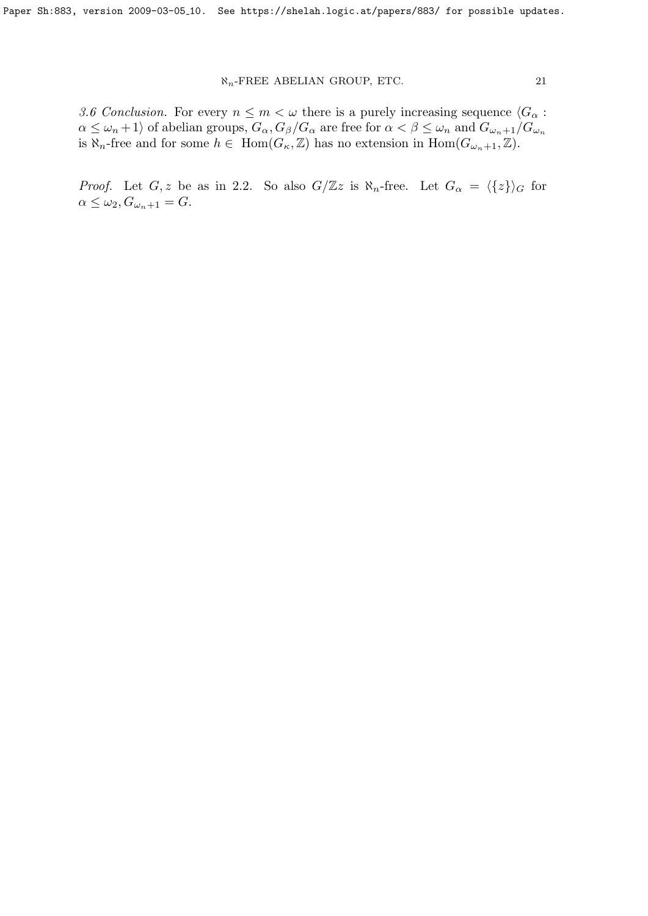*3.6 Conclusion.* For every $n \leq m < \omega$ there is a purely increasing sequence $\langle G_\alpha : \alpha \leq \omega_n + 1 \rangle$ of abelian groups, $G_\alpha, G_\beta / G_\alpha$ are free for $\alpha < \beta \leq \omega_n$ and $G_{\omega_n+1}/G_{\omega_n}$ is $\aleph_n$-free and for some $h \in \operatorname{Hom}(G_\kappa, \mathbb{Z})$ has no extension in $\operatorname{Hom}(G_{\omega_n+1}, \mathbb{Z})$.

*Proof.* Let $G, z$ be as in 2.2. So also $G/\mathbb{Z}z$ is $\aleph_n$-free. Let $G_\alpha = \langle \{z\} \rangle_G$ for $\alpha \leq \omega_2, G_{\omega_n+1} = G$.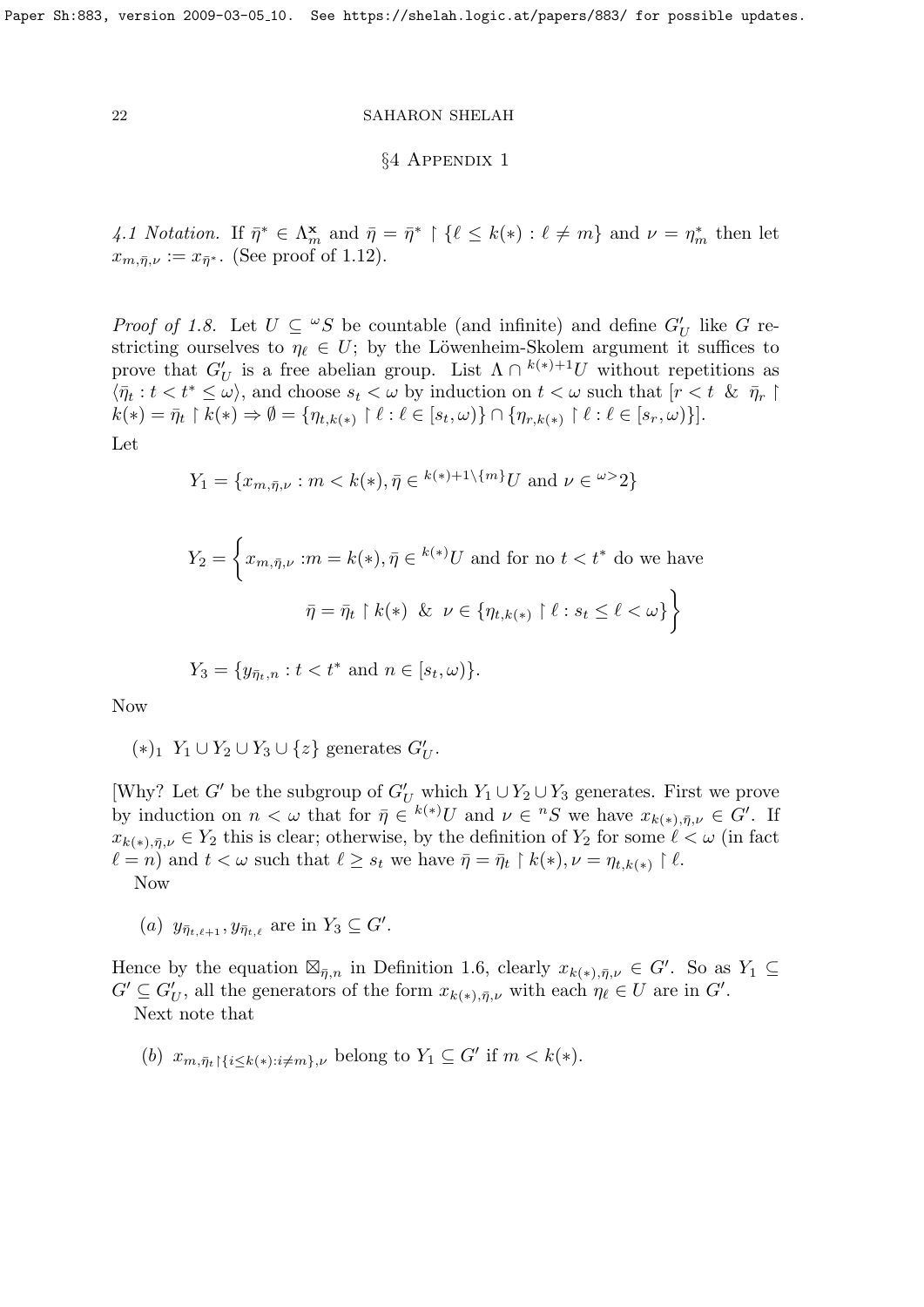## §4 Appendix 1

*4.1 Notation.* If $\bar\eta^* \in \Lambda^{\mathbf{x}}_m$ and $\bar\eta = \bar\eta^* \restriction \{\ell \le k(*) : \ell \ne m\}$ and $\nu = \eta^*_m$ then let $x_{m,\bar\eta,\nu} := x_{\bar\eta^*}$. (See proof of 1.12).

*Proof of 1.8.* Let $U \subseteq {}^\omega S$ be countable (and infinite) and define $G'_U$ like $G$ restricting ourselves to $\eta_\ell \in U$; by the Löwenheim-Skolem argument it suffices to prove that $G'_U$ is a free abelian group. List $\Lambda \cap {}^{k(*)+1}U$ without repetitions as $\langle \bar\eta_t : t < t^* \le \omega\rangle$, and choose $s_t < \omega$ by induction on $t < \omega$ such that $[r < t \ \& \ \bar\eta_r \restriction k(*) = \bar\eta_t \restriction k(*) \Rightarrow \emptyset = \{\eta_{t,k(*)} \restriction \ell : \ell \in [s_t, \omega)\} \cap \{\eta_{r,k(*)} \restriction \ell : \ell \in [s_r, \omega)\}]$.

Let

$$Y_1 = \{x_{m,\bar\eta,\nu} : m < k(*), \bar\eta \in {}^{k(*)+1\setminus\{m\}}U \text{ and } \nu \in {}^{\omega>}2\}$$

$$Y_2 = \Big\{x_{m,\bar\eta,\nu} : m = k(*), \bar\eta \in {}^{k(*)}U \text{ and for no } t < t^* \text{ do we have}$$
$$\bar\eta = \bar\eta_t \restriction k(*) \ \& \ \nu \in \{\eta_{t,k(*)} \restriction \ell : s_t \le \ell < \omega\}\Big\}$$

$$Y_3 = \{y_{\bar\eta_t,n} : t < t^* \text{ and } n \in [s_t, \omega)\}.$$

Now

$(*)_1$ $Y_1 \cup Y_2 \cup Y_3 \cup \{z\}$ generates $G'_U$.

[Why? Let $G'$ be the subgroup of $G'_U$ which $Y_1 \cup Y_2 \cup Y_3$ generates. First we prove by induction on $n < \omega$ that for $\bar\eta \in {}^{k(*)}U$ and $\nu \in {}^nS$ we have $x_{k(*),\bar\eta,\nu} \in G'$. If $x_{k(*),\bar\eta,\nu} \in Y_2$ this is clear; otherwise, by the definition of $Y_2$ for some $\ell < \omega$ (in fact $\ell = n$) and $t < \omega$ such that $\ell \ge s_t$ we have $\bar\eta = \bar\eta_t \restriction k(*), \nu = \eta_{t,k(*)} \restriction \ell$.

Now

(a) $y_{\bar\eta_t,\ell+1}, y_{\bar\eta_t,\ell}$ are in $Y_3 \subseteq G'$.

Hence by the equation $\boxtimes_{\bar\eta,n}$ in Definition 1.6, clearly $x_{k(*),\bar\eta,\nu} \in G'$. So as $Y_1 \subseteq G' \subseteq G'_U$, all the generators of the form $x_{k(*),\bar\eta,\nu}$ with each $\eta_\ell \in U$ are in $G'$.

Next note that

(b) $x_{m,\bar\eta_t \restriction \{i \le k(*) : i \ne m\},\nu}$ belong to $Y_1 \subseteq G'$ if $m < k(*)$.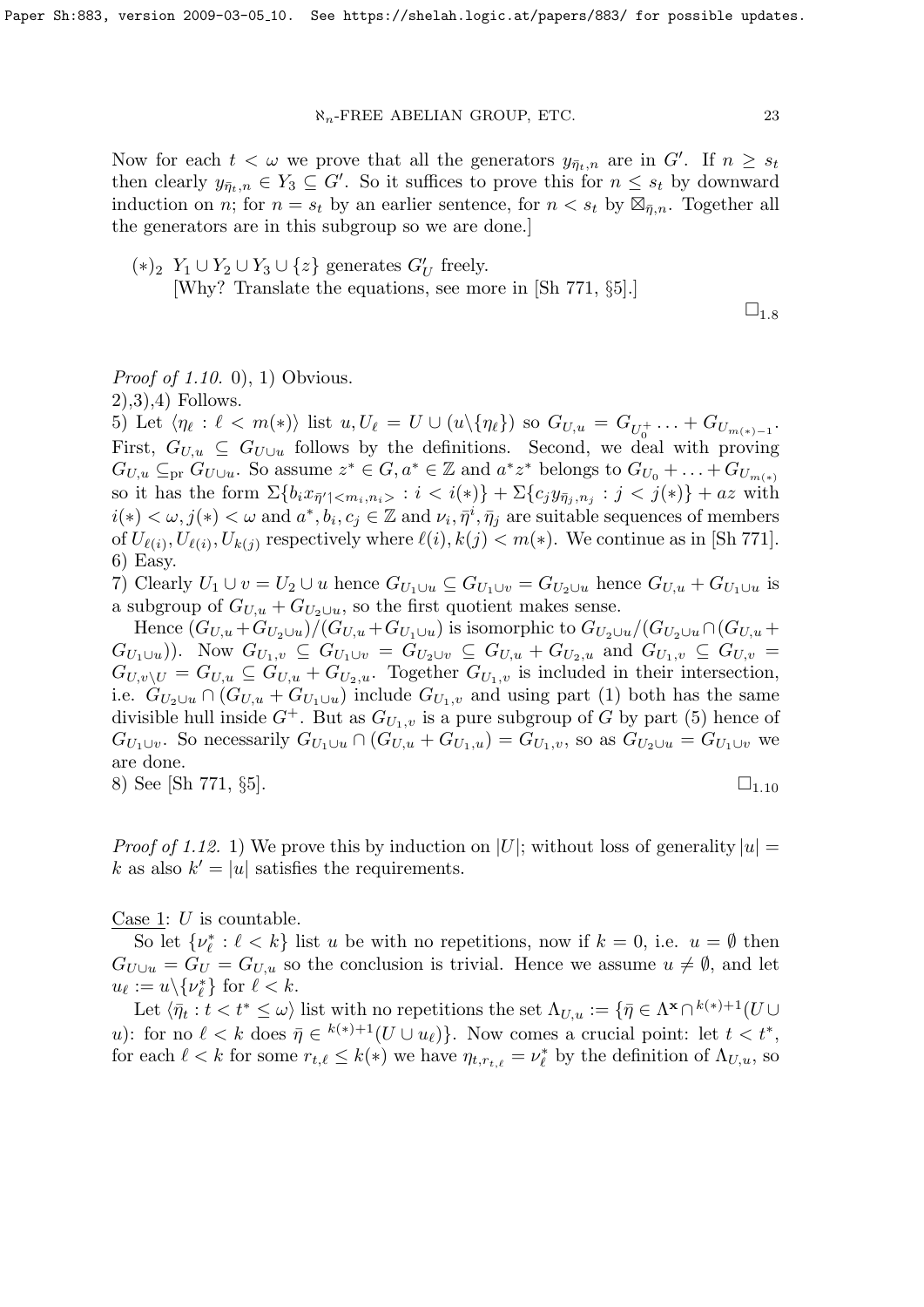Now for each $t < \omega$ we prove that all the generators $y_{\bar\eta_t,n}$ are in $G'$. If $n \ge s_t$ then clearly $y_{\bar\eta_t,n} \in Y_3 \subseteq G'$. So it suffices to prove this for $n \le s_t$ by downward induction on $n$; for $n = s_t$ by an earlier sentence, for $n < s_t$ by $\boxtimes_{\bar\eta,n}$. Together all the generators are in this subgroup so we are done.]

$(*)_2$ $Y_1 \cup Y_2 \cup Y_3 \cup \{z\}$ generates $G'_U$ freely.
[Why? Translate the equations, see more in [Sh 771, §5].]

$\square_{1.8}$

*Proof of 1.10.* 0), 1) Obvious.
2),3),4) Follows.
5) Let $\langle \eta_\ell : \ell < m(*)\rangle$ list $u, U_\ell = U \cup (u\backslash\{\eta_\ell\})$ so $G_{U,u} = G_{U_0^+} \ldots + G_{U_{m(*)-1}}$. First, $G_{U,u} \subseteq G_{U\cup u}$ follows by the definitions. Second, we deal with proving $G_{U,u} \subseteq_{\rm pr} G_{U\cup u}$. So assume $z^* \in G, a^* \in \mathbb{Z}$ and $a^* z^*$ belongs to $G_{U_0} + \ldots + G_{U_{m(*)}}$ so it has the form $\Sigma\{b_i x_{\bar\eta' \restriction <m_i,n_i>} : i < i(*)\} + \Sigma\{c_j y_{\bar\eta_j,n_j} : j < j(*)\} + az$ with $i(*) < \omega, j(*) < \omega$ and $a^*, b_i, c_j \in \mathbb{Z}$ and $\nu_i, \bar\eta^i, \bar\eta_j$ are suitable sequences of members of $U_{\ell(i)}, U_{\ell(i)}, U_{k(j)}$ respectively where $\ell(i), k(j) < m(*)$. We continue as in [Sh 771].
6) Easy.
7) Clearly $U_1 \cup v = U_2 \cup u$ hence $G_{U_1\cup u} \subseteq G_{U_1\cup v} = G_{U_2\cup u}$ hence $G_{U,u} + G_{U_1\cup u}$ is a subgroup of $G_{U,u} + G_{U_2\cup u}$, so the first quotient makes sense.

Hence $(G_{U,u} + G_{U_2\cup u})/(G_{U,u} + G_{U_1\cup u})$ is isomorphic to $G_{U_2\cup u}/(G_{U_2\cup u} \cap (G_{U,u} + G_{U_1\cup u}))$. Now $G_{U_1,v} \subseteq G_{U_1\cup v} = G_{U_2\cup v} \subseteq G_{U,u} + G_{U_2,u}$ and $G_{U_1,v} \subseteq G_{U,v} = G_{U,v\backslash U} = G_{U,u} \subseteq G_{U,u} + G_{U_2,u}$. Together $G_{U_1,v}$ is included in their intersection, i.e. $G_{U_2\cup u} \cap (G_{U,u} + G_{U_1\cup u})$ include $G_{U_1,v}$ and using part (1) both has the same divisible hull inside $G^+$. But as $G_{U_1,v}$ is a pure subgroup of $G$ by part (5) hence of $G_{U_1\cup v}$. So necessarily $G_{U_1\cup u} \cap (G_{U,u} + G_{U_1,u}) = G_{U_1,v}$, so as $G_{U_2\cup u} = G_{U_1\cup v}$ we are done.
8) See [Sh 771, §5]. $\square_{1.10}$

*Proof of 1.12.* 1) We prove this by induction on $|U|$; without loss of generality $|u| = k$ as also $k' = |u|$ satisfies the requirements.

Case 1: $U$ is countable.

So let $\{\nu_\ell^* : \ell < k\}$ list $u$ be with no repetitions, now if $k = 0$, i.e. $u = \emptyset$ then $G_{U\cup u} = G_U = G_{U,u}$ so the conclusion is trivial. Hence we assume $u \ne \emptyset$, and let $u_\ell := u\backslash\{\nu_\ell^*\}$ for $\ell < k$.

Let $\langle \bar\eta_t : t < t^* \le \omega\rangle$ list with no repetitions the set $\Lambda_{U,u} := \{\bar\eta \in \Lambda^{\mathbf{x}} \cap {}^{k(*)+1}(U \cup u)$: for no $\ell < k$ does $\bar\eta \in {}^{k(*)+1}(U \cup u_\ell)\}$. Now comes a crucial point: let $t < t^*$, for each $\ell < k$ for some $r_{t,\ell} \le k(*)$ we have $\eta_{t,r_{t,\ell}} = \nu_\ell^*$ by the definition of $\Lambda_{U,u}$, so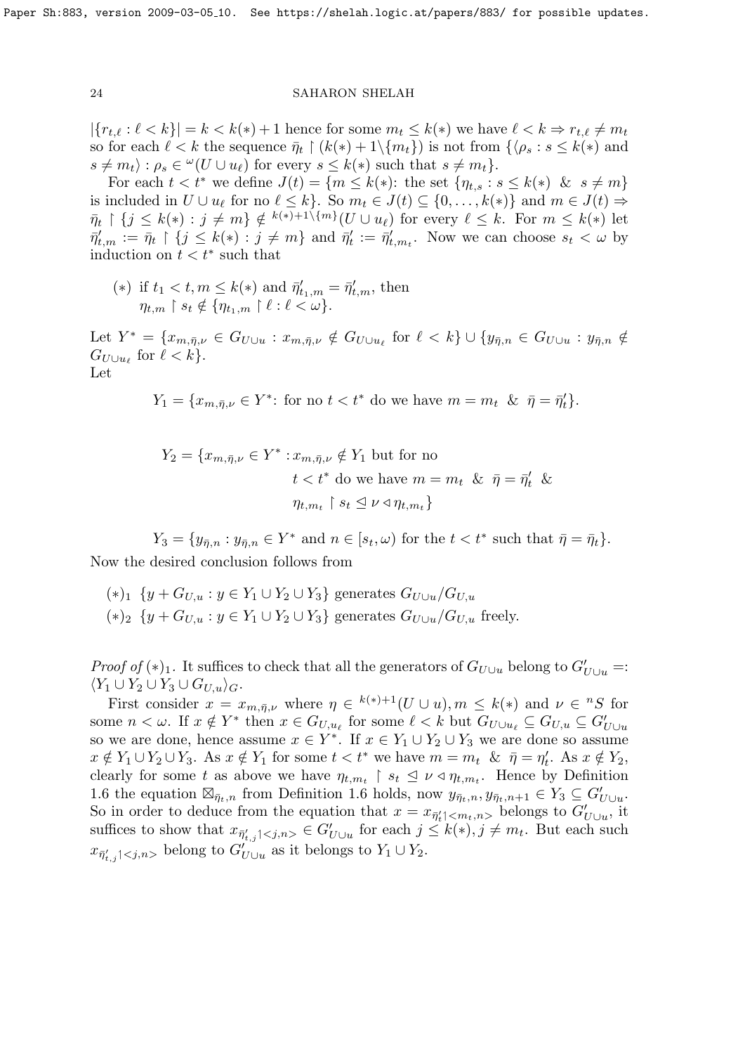$|\{r_{t,\ell} : \ell < k\}| = k < k(*) + 1$ hence for some $m_t \le k(*)$ we have $\ell < k \Rightarrow r_{t,\ell} \ne m_t$ so for each $\ell < k$ the sequence $\bar\eta_t \restriction (k(*) + 1 \backslash \{m_t\})$ is not from $\{\langle \rho_s : s \le k(*)$ and $s \ne m_t\rangle : \rho_s \in {}^\omega(U \cup u_\ell)$ for every $s \le k(*)$ such that $s \ne m_t\}$.

For each $t < t^*$ we define $J(t) = \{m \le k(*)$: the set $\{\eta_{t,s} : s \le k(*)\ \&\ s \ne m\}$ is included in $U \cup u_\ell$ for no $\ell \le k\}$. So $m_t \in J(t) \subseteq \{0, \ldots, k(*)\}$ and $m \in J(t) \Rightarrow \bar\eta_t \restriction \{j \le k(*) : j \ne m\} \notin {}^{k(*)+1\backslash\{m\}}(U \cup u_\ell)$ for every $\ell \le k$. For $m \le k(*)$ let $\bar\eta'_{t,m} := \bar\eta_t \restriction \{j \le k(*) : j \ne m\}$ and $\bar\eta'_t := \bar\eta'_{t,m_t}$. Now we can choose $s_t < \omega$ by induction on $t < t^*$ such that

$(*)$ if $t_1 < t, m \le k(*)$ and $\bar\eta'_{t_1,m} = \bar\eta'_{t,m}$, then $\eta_{t,m} \restriction s_t \notin \{\eta_{t_1,m} \restriction \ell : \ell < \omega\}$.

Let $Y^* = \{x_{m,\bar\eta,\nu} \in G_{U\cup u} : x_{m,\bar\eta,\nu} \notin G_{U\cup u_\ell}$ for $\ell < k\} \cup \{y_{\bar\eta,n} \in G_{U\cup u} : y_{\bar\eta,n} \notin G_{U\cup u_\ell}$ for $\ell < k\}$.
Let

$$Y_1 = \{x_{m,\bar\eta,\nu} \in Y^*\text{: for no } t < t^* \text{ do we have } m = m_t\ \&\ \bar\eta = \bar\eta'_t\}.$$

$$\begin{aligned} Y_2 = \{x_{m,\bar\eta,\nu} \in Y^* : \ & x_{m,\bar\eta,\nu} \notin Y_1 \text{ but for no} \\ & t < t^* \text{ do we have } m = m_t\ \&\ \bar\eta = \bar\eta'_t\ \& \\ & \eta_{t,m_t} \restriction s_t \trianglelefteq \nu \triangleleft \eta_{t,m_t}\} \end{aligned}$$

$$Y_3 = \{y_{\bar\eta,n} : y_{\bar\eta,n} \in Y^* \text{ and } n \in [s_t, \omega) \text{ for the } t < t^* \text{ such that } \bar\eta = \bar\eta_t\}.$$

Now the desired conclusion follows from

$(*)_1$ $\{y + G_{U,u} : y \in Y_1 \cup Y_2 \cup Y_3\}$ generates $G_{U\cup u}/G_{U,u}$

$(*)_2$ $\{y + G_{U,u} : y \in Y_1 \cup Y_2 \cup Y_3\}$ generates $G_{U\cup u}/G_{U,u}$ freely.

*Proof of* $(*)_1$. It suffices to check that all the generators of $G_{U\cup u}$ belong to $G'_{U\cup u} =: \langle Y_1 \cup Y_2 \cup Y_3 \cup G_{U,u}\rangle_G$.

First consider $x = x_{m,\bar\eta,\nu}$ where $\eta \in {}^{k(*)+1}(U \cup u), m \le k(*)$ and $\nu \in {}^nS$ for some $n < \omega$. If $x \notin Y^*$ then $x \in G_{U,u_\ell}$ for some $\ell < k$ but $G_{U\cup u_\ell} \subseteq G_{U,u} \subseteq G'_{U\cup u}$ so we are done, hence assume $x \in Y^*$. If $x \in Y_1 \cup Y_2 \cup Y_3$ we are done so assume $x \notin Y_1 \cup Y_2 \cup Y_3$. As $x \notin Y_1$ for some $t < t^*$ we have $m = m_t\ \&\ \bar\eta = \eta'_t$. As $x \notin Y_2$, clearly for some $t$ as above we have $\eta_{t,m_t} \restriction s_t \trianglelefteq \nu \triangleleft \eta_{t,m_t}$. Hence by Definition 1.6 the equation $\boxtimes_{\bar\eta_t,n}$ from Definition 1.6 holds, now $y_{\bar\eta_t,n}, y_{\bar\eta_t,n+1} \in Y_3 \subseteq G'_{U\cup u}$. So in order to deduce from the equation that $x = x_{\bar\eta'_t \restriction <m_t,n>}$ belongs to $G'_{U\cup u}$, it suffices to show that $x_{\bar\eta'_{t,j} \restriction <j,n>} \in G'_{U\cup u}$ for each $j \le k(*), j \ne m_t$. But each such $x_{\bar\eta'_{t,j} \restriction <j,n>}$ belong to $G'_{U\cup u}$ as it belongs to $Y_1 \cup Y_2$.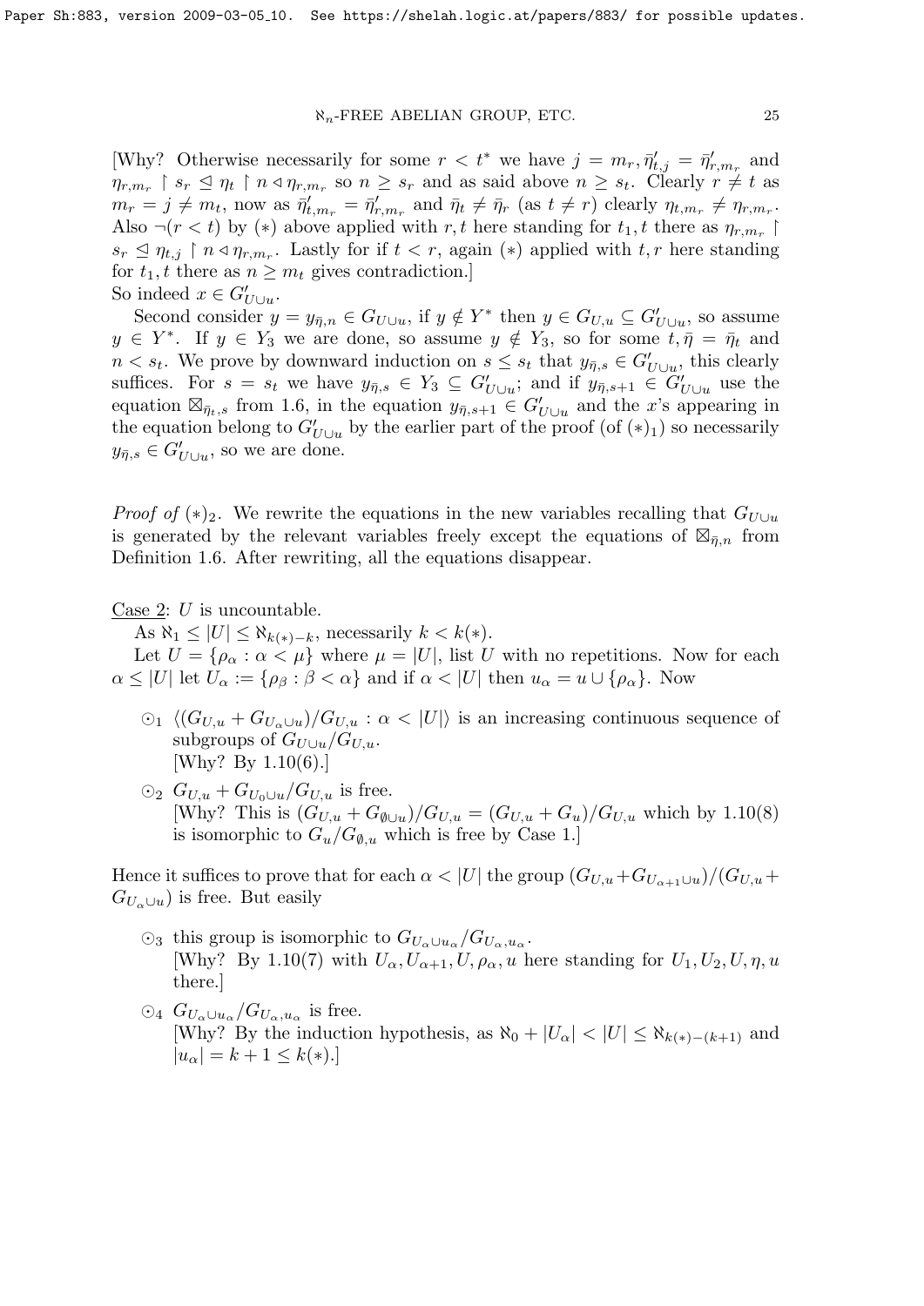[Why? Otherwise necessarily for some $r < t^*$ we have $j = m_r, \bar{\eta}'_{t,j} = \bar{\eta}'_{r,m_r}$ and $\eta_{r,m_r} \restriction s_r \trianglelefteq \eta_t \restriction n \triangleleft \eta_{r,m_r}$ so $n \geq s_r$ and as said above $n \geq s_t$. Clearly $r \neq t$ as $m_r = j \neq m_t$, now as $\bar{\eta}'_{t,m_r} = \bar{\eta}'_{r,m_r}$ and $\bar{\eta}_t \neq \bar{\eta}_r$ (as $t \neq r$) clearly $\eta_{t,m_r} \neq \eta_{r,m_r}$. Also $\neg(r < t)$ by $(*)$ above applied with $r, t$ here standing for $t_1, t$ there as $\eta_{r,m_r} \restriction s_r \trianglelefteq \eta_{t,j} \restriction n \triangleleft \eta_{r,m_r}$. Lastly for if $t < r$, again $(*)$ applied with $t, r$ here standing for $t_1, t$ there as $n \geq m_t$ gives contradiction.]
So indeed $x \in G'_{U \cup u}$.

Second consider $y = y_{\bar{\eta},n} \in G_{U \cup u}$, if $y \notin Y^*$ then $y \in G_{U,u} \subseteq G'_{U \cup u}$, so assume $y \in Y^*$. If $y \in Y_3$ we are done, so assume $y \notin Y_3$, so for some $t, \bar{\eta} = \bar{\eta}_t$ and $n < s_t$. We prove by downward induction on $s \leq s_t$ that $y_{\bar{\eta},s} \in G'_{U \cup u}$, this clearly suffices. For $s = s_t$ we have $y_{\bar{\eta},s} \in Y_3 \subseteq G'_{U \cup u}$; and if $y_{\bar{\eta},s+1} \in G'_{U \cup u}$ use the equation $\boxtimes_{\bar{\eta}_t,s}$ from 1.6, in the equation $y_{\bar{\eta},s+1} \in G'_{U \cup u}$ and the $x$'s appearing in the equation belong to $G'_{U \cup u}$ by the earlier part of the proof (of $(*)_1$) so necessarily $y_{\bar{\eta},s} \in G'_{U \cup u}$, so we are done.

*Proof of* $(*)_2$. We rewrite the equations in the new variables recalling that $G_{U \cup u}$ is generated by the relevant variables freely except the equations of $\boxtimes_{\bar{\eta},n}$ from Definition 1.6. After rewriting, all the equations disappear.

Case 2: $U$ is uncountable.

As $\aleph_1 \leq |U| \leq \aleph_{k(*)-k}$, necessarily $k < k(*)$.

Let $U = \{\rho_\alpha : \alpha < \mu\}$ where $\mu = |U|$, list $U$ with no repetitions. Now for each $\alpha \leq |U|$ let $U_\alpha := \{\rho_\beta : \beta < \alpha\}$ and if $\alpha < |U|$ then $u_\alpha = u \cup \{\rho_\alpha\}$. Now

- $\odot_1$ $\langle (G_{U,u} + G_{U_\alpha \cup u})/G_{U,u} : \alpha < |U| \rangle$ is an increasing continuous sequence of subgroups of $G_{U \cup u}/G_{U,u}$.
[Why? By 1.10(6).]
- $\odot_2$ $G_{U,u} + G_{U_0 \cup u}/G_{U,u}$ is free.
[Why? This is $(G_{U,u} + G_{\emptyset \cup u})/G_{U,u} = (G_{U,u} + G_u)/G_{U,u}$ which by 1.10(8) is isomorphic to $G_u/G_{\emptyset,u}$ which is free by Case 1.]

Hence it suffices to prove that for each $\alpha < |U|$ the group $(G_{U,u} + G_{U_{\alpha+1} \cup u})/(G_{U,u} + G_{U_\alpha \cup u})$ is free. But easily

- $\odot_3$ this group is isomorphic to $G_{U_\alpha \cup u_\alpha}/G_{U_\alpha,u_\alpha}$.
[Why? By 1.10(7) with $U_\alpha, U_{\alpha+1}, U, \rho_\alpha, u$ here standing for $U_1, U_2, U, \eta, u$ there.]
- $\odot_4$ $G_{U_\alpha \cup u_\alpha}/G_{U_\alpha,u_\alpha}$ is free.
[Why? By the induction hypothesis, as $\aleph_0 + |U_\alpha| < |U| \leq \aleph_{k(*)-(k+1)}$ and $|u_\alpha| = k + 1 \leq k(*)$.]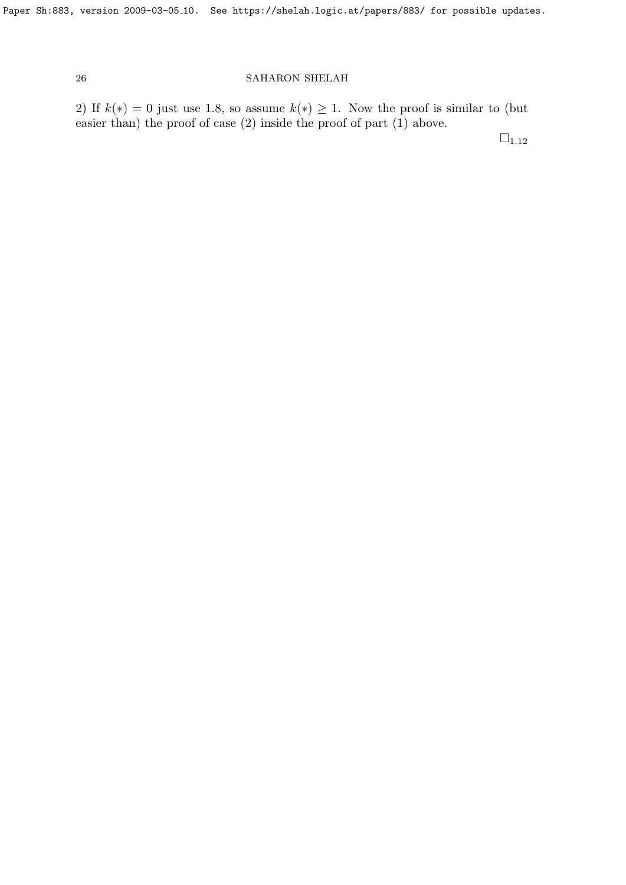2) If $k(*) = 0$ just use 1.8, so assume $k(*) \geq 1$. Now the proof is similar to (but easier than) the proof of case (2) inside the proof of part (1) above.

$\square_{1.12}$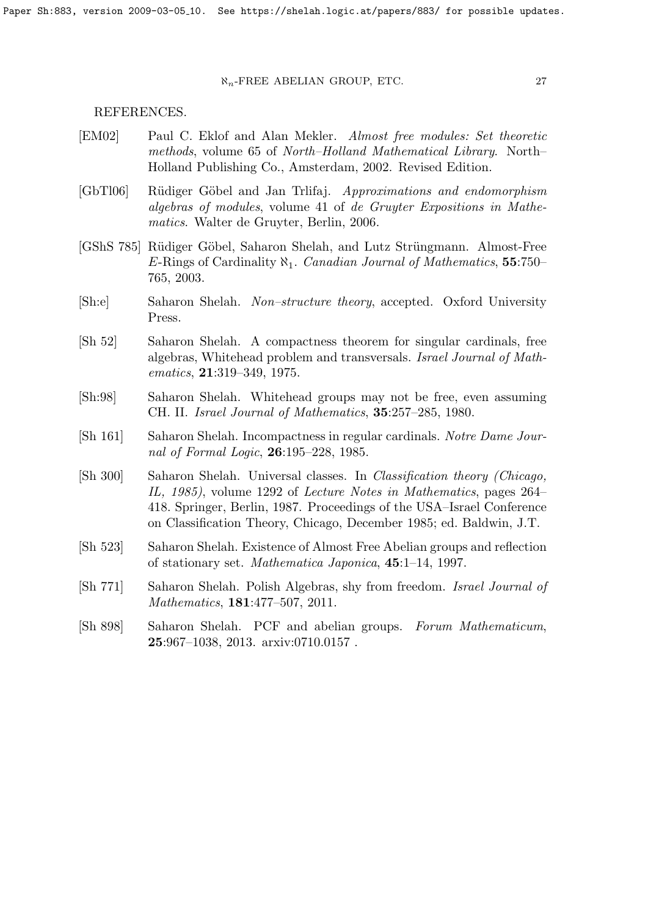REFERENCES.

- [EM02] Paul C. Eklof and Alan Mekler. *Almost free modules: Set theoretic methods*, volume 65 of *North–Holland Mathematical Library*. North–Holland Publishing Co., Amsterdam, 2002. Revised Edition.
- [GbTl06] Rüdiger Göbel and Jan Trlifaj. *Approximations and endomorphism algebras of modules*, volume 41 of *de Gruyter Expositions in Mathematics*. Walter de Gruyter, Berlin, 2006.
- [GShS 785] Rüdiger Göbel, Saharon Shelah, and Lutz Strüngmann. Almost-Free $E$-Rings of Cardinality $\aleph_1$. *Canadian Journal of Mathematics*, **55**:750–765, 2003.
- [Sh:e] Saharon Shelah. *Non–structure theory*, accepted. Oxford University Press.
- [Sh 52] Saharon Shelah. A compactness theorem for singular cardinals, free algebras, Whitehead problem and transversals. *Israel Journal of Mathematics*, **21**:319–349, 1975.
- [Sh:98] Saharon Shelah. Whitehead groups may not be free, even assuming CH. II. *Israel Journal of Mathematics*, **35**:257–285, 1980.
- [Sh 161] Saharon Shelah. Incompactness in regular cardinals. *Notre Dame Journal of Formal Logic*, **26**:195–228, 1985.
- [Sh 300] Saharon Shelah. Universal classes. In *Classification theory (Chicago, IL, 1985)*, volume 1292 of *Lecture Notes in Mathematics*, pages 264–418. Springer, Berlin, 1987. Proceedings of the USA–Israel Conference on Classification Theory, Chicago, December 1985; ed. Baldwin, J.T.
- [Sh 523] Saharon Shelah. Existence of Almost Free Abelian groups and reflection of stationary set. *Mathematica Japonica*, **45**:1–14, 1997.
- [Sh 771] Saharon Shelah. Polish Algebras, shy from freedom. *Israel Journal of Mathematics*, **181**:477–507, 2011.
- [Sh 898] Saharon Shelah. PCF and abelian groups. *Forum Mathematicum*, **25**:967–1038, 2013. arxiv:0710.0157 .